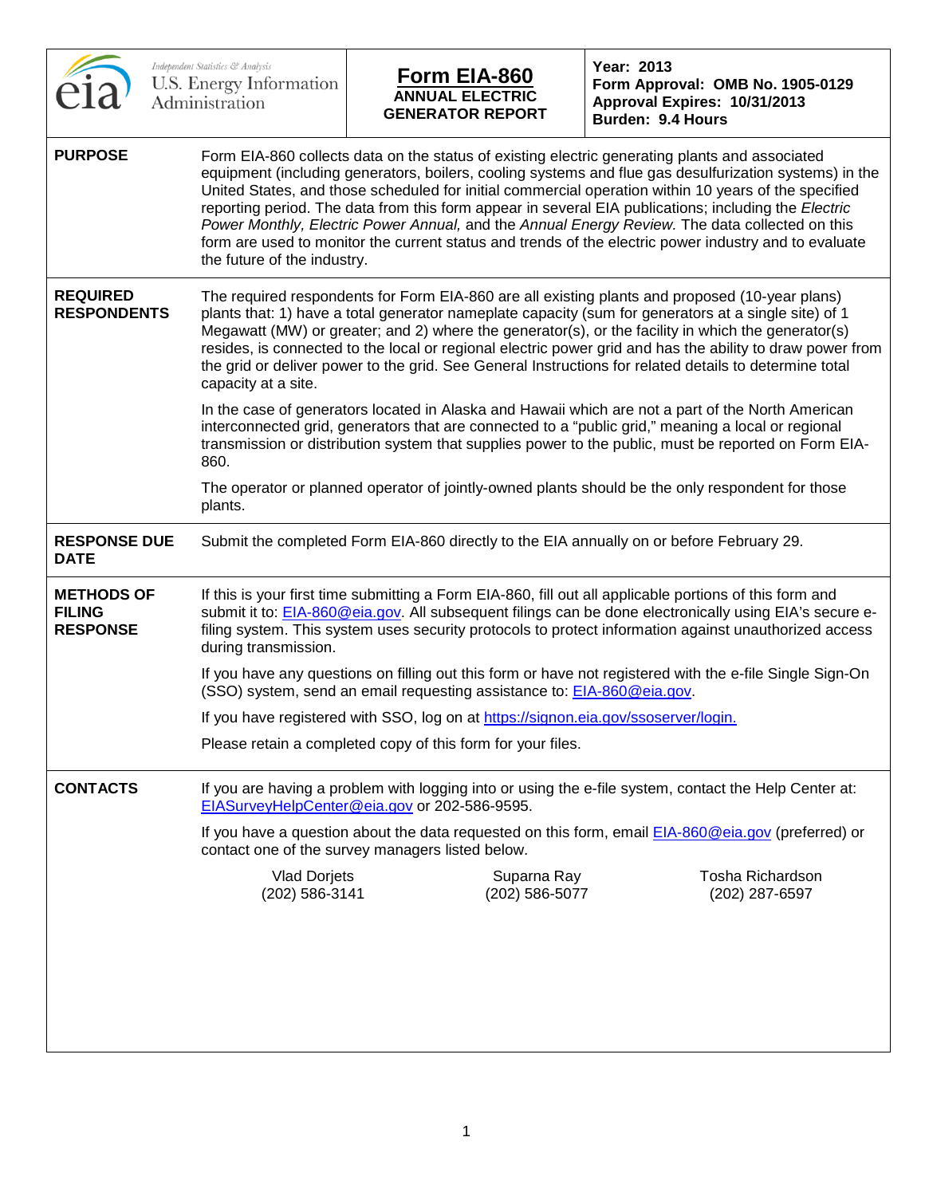| Independent Statistics & Analysis U.S. Energy Information Administration | **Form EIA-860** **ANNUAL ELECTRIC GENERATOR REPORT** | **Year: 2013** **Form Approval: OMB No. 1905-0129** **Approval Expires: 10/31/2013** **Burden: 9.4 Hours** |
|---|---|---|

**PURPOSE**

Form EIA-860 collects data on the status of existing electric generating plants and associated equipment (including generators, boilers, cooling systems and flue gas desulfurization systems) in the United States, and those scheduled for initial commercial operation within 10 years of the specified reporting period. The data from this form appear in several EIA publications; including the *Electric Power Monthly, Electric Power Annual,* and the *Annual Energy Review.* The data collected on this form are used to monitor the current status and trends of the electric power industry and to evaluate the future of the industry.

**REQUIRED RESPONDENTS**

The required respondents for Form EIA-860 are all existing plants and proposed (10-year plans) plants that: 1) have a total generator nameplate capacity (sum for generators at a single site) of 1 Megawatt (MW) or greater; and 2) where the generator(s), or the facility in which the generator(s) resides, is connected to the local or regional electric power grid and has the ability to draw power from the grid or deliver power to the grid. See General Instructions for related details to determine total capacity at a site.

In the case of generators located in Alaska and Hawaii which are not a part of the North American interconnected grid, generators that are connected to a "public grid," meaning a local or regional transmission or distribution system that supplies power to the public, must be reported on Form EIA-860.

The operator or planned operator of jointly-owned plants should be the only respondent for those plants.

**RESPONSE DUE DATE**

Submit the completed Form EIA-860 directly to the EIA annually on or before February 29.

**METHODS OF FILING RESPONSE**

If this is your first time submitting a Form EIA-860, fill out all applicable portions of this form and submit it to: EIA-860@eia.gov. All subsequent filings can be done electronically using EIA's secure e-filing system. This system uses security protocols to protect information against unauthorized access during transmission.

If you have any questions on filling out this form or have not registered with the e-file Single Sign-On (SSO) system, send an email requesting assistance to: EIA-860@eia.gov.

If you have registered with SSO, log on at https://signon.eia.gov/ssoserver/login.

Please retain a completed copy of this form for your files.

**CONTACTS**

If you are having a problem with logging into or using the e-file system, contact the Help Center at: EIASurveyHelpCenter@eia.gov or 202-586-9595.

If you have a question about the data requested on this form, email EIA-860@eia.gov (preferred) or contact one of the survey managers listed below.

| Vlad Dorjets | Suparna Ray | Tosha Richardson |
|---|---|---|
| (202) 586-3141 | (202) 586-5077 | (202) 287-6597 |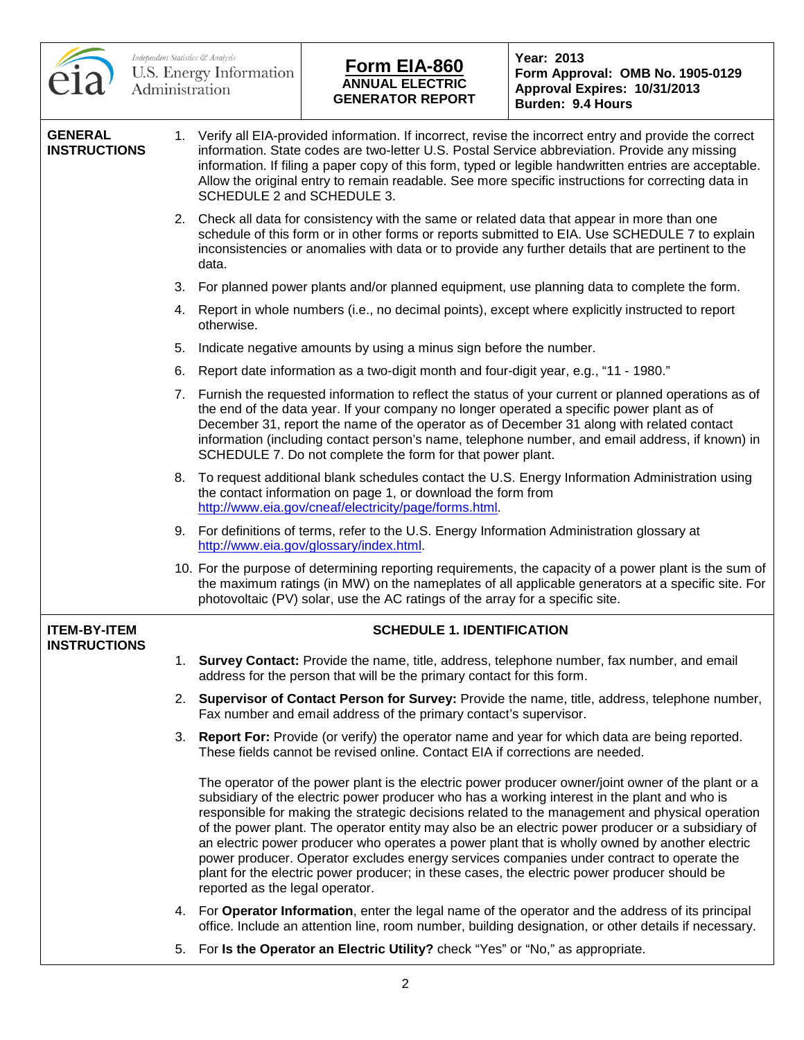| U.S. Energy Information Administration (Independent Statistics & Analysis) | **Form EIA-860** ANNUAL ELECTRIC GENERATOR REPORT | **Year: 2013** **Form Approval: OMB No. 1905-0129** **Approval Expires: 10/31/2013** **Burden: 9.4 Hours** |
|---|---|---|

## GENERAL INSTRUCTIONS

1. Verify all EIA-provided information. If incorrect, revise the incorrect entry and provide the correct information. State codes are two-letter U.S. Postal Service abbreviation. Provide any missing information. If filing a paper copy of this form, typed or legible handwritten entries are acceptable. Allow the original entry to remain readable. See more specific instructions for correcting data in SCHEDULE 2 and SCHEDULE 3.
2. Check all data for consistency with the same or related data that appear in more than one schedule of this form or in other forms or reports submitted to EIA. Use SCHEDULE 7 to explain inconsistencies or anomalies with data or to provide any further details that are pertinent to the data.
3. For planned power plants and/or planned equipment, use planning data to complete the form.
4. Report in whole numbers (i.e., no decimal points), except where explicitly instructed to report otherwise.
5. Indicate negative amounts by using a minus sign before the number.
6. Report date information as a two-digit month and four-digit year, e.g., "11 - 1980."
7. Furnish the requested information to reflect the status of your current or planned operations as of the end of the data year. If your company no longer operated a specific power plant as of December 31, report the name of the operator as of December 31 along with related contact information (including contact person's name, telephone number, and email address, if known) in SCHEDULE 7. Do not complete the form for that power plant.
8. To request additional blank schedules contact the U.S. Energy Information Administration using the contact information on page 1, or download the form from http://www.eia.gov/cneaf/electricity/page/forms.html.
9. For definitions of terms, refer to the U.S. Energy Information Administration glossary at http://www.eia.gov/glossary/index.html.
10. For the purpose of determining reporting requirements, the capacity of a power plant is the sum of the maximum ratings (in MW) on the nameplates of all applicable generators at a specific site. For photovoltaic (PV) solar, use the AC ratings of the array for a specific site.

## ITEM-BY-ITEM INSTRUCTIONS

### SCHEDULE 1. IDENTIFICATION

1. **Survey Contact:** Provide the name, title, address, telephone number, fax number, and email address for the person that will be the primary contact for this form.
2. **Supervisor of Contact Person for Survey:** Provide the name, title, address, telephone number, Fax number and email address of the primary contact's supervisor.
3. **Report For:** Provide (or verify) the operator name and year for which data are being reported. These fields cannot be revised online. Contact EIA if corrections are needed.

   The operator of the power plant is the electric power producer owner/joint owner of the plant or a subsidiary of the electric power producer who has a working interest in the plant and who is responsible for making the strategic decisions related to the management and physical operation of the power plant. The operator entity may also be an electric power producer or a subsidiary of an electric power producer who operates a power plant that is wholly owned by another electric power producer. Operator excludes energy services companies under contract to operate the plant for the electric power producer; in these cases, the electric power producer should be reported as the legal operator.
4. For **Operator Information**, enter the legal name of the operator and the address of its principal office. Include an attention line, room number, building designation, or other details if necessary.
5. For **Is the Operator an Electric Utility?** check "Yes" or "No," as appropriate.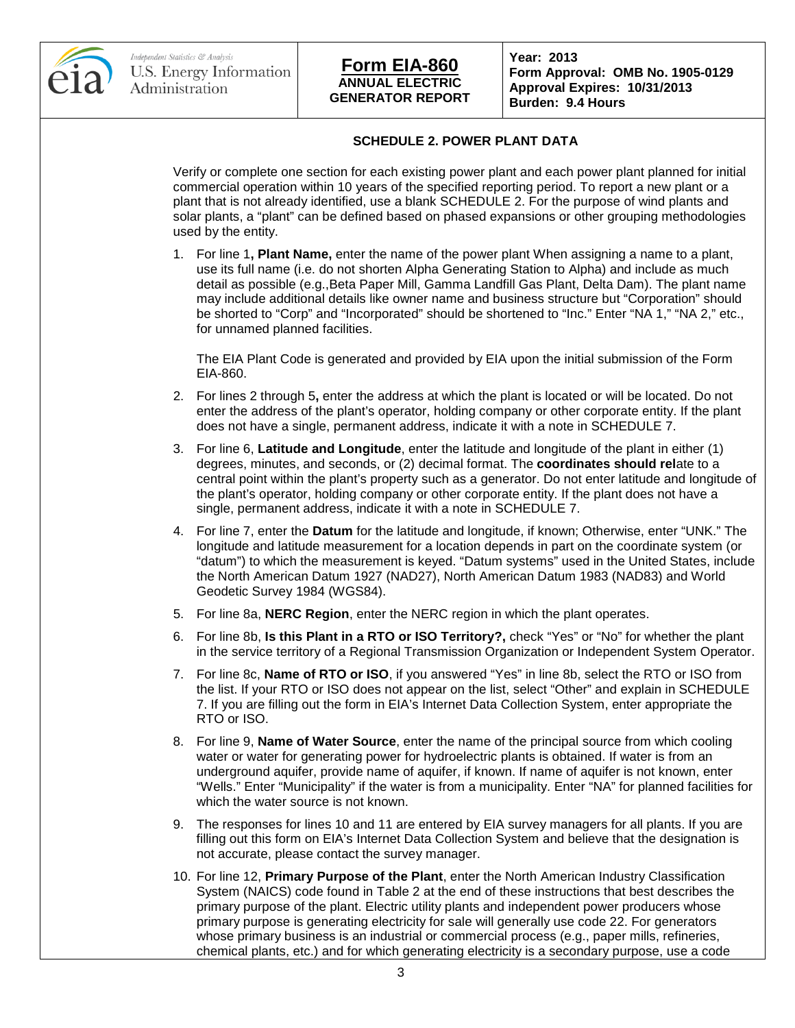# SCHEDULE 2. POWER PLANT DATA

Verify or complete one section for each existing power plant and each power plant planned for initial commercial operation within 10 years of the specified reporting period. To report a new plant or a plant that is not already identified, use a blank SCHEDULE 2. For the purpose of wind plants and solar plants, a "plant" can be defined based on phased expansions or other grouping methodologies used by the entity.

1. For line 1**, Plant Name,** enter the name of the power plant When assigning a name to a plant, use its full name (i.e. do not shorten Alpha Generating Station to Alpha) and include as much detail as possible (e.g.,Beta Paper Mill, Gamma Landfill Gas Plant, Delta Dam). The plant name may include additional details like owner name and business structure but "Corporation" should be shorted to "Corp" and "Incorporated" should be shortened to "Inc." Enter "NA 1," "NA 2," etc., for unnamed planned facilities.

   The EIA Plant Code is generated and provided by EIA upon the initial submission of the Form EIA-860.

2. For lines 2 through 5**,** enter the address at which the plant is located or will be located. Do not enter the address of the plant's operator, holding company or other corporate entity. If the plant does not have a single, permanent address, indicate it with a note in SCHEDULE 7.

3. For line 6, **Latitude and Longitude**, enter the latitude and longitude of the plant in either (1) degrees, minutes, and seconds, or (2) decimal format. The **coordinates should rel**ate to a central point within the plant's property such as a generator. Do not enter latitude and longitude of the plant's operator, holding company or other corporate entity. If the plant does not have a single, permanent address, indicate it with a note in SCHEDULE 7.

4. For line 7, enter the **Datum** for the latitude and longitude, if known; Otherwise, enter "UNK." The longitude and latitude measurement for a location depends in part on the coordinate system (or "datum") to which the measurement is keyed. "Datum systems" used in the United States, include the North American Datum 1927 (NAD27), North American Datum 1983 (NAD83) and World Geodetic Survey 1984 (WGS84).

5. For line 8a, **NERC Region**, enter the NERC region in which the plant operates.

6. For line 8b, **Is this Plant in a RTO or ISO Territory?,** check "Yes" or "No" for whether the plant in the service territory of a Regional Transmission Organization or Independent System Operator.

7. For line 8c, **Name of RTO or ISO**, if you answered "Yes" in line 8b, select the RTO or ISO from the list. If your RTO or ISO does not appear on the list, select "Other" and explain in SCHEDULE 7. If you are filling out the form in EIA's Internet Data Collection System, enter appropriate the RTO or ISO.

8. For line 9, **Name of Water Source**, enter the name of the principal source from which cooling water or water for generating power for hydroelectric plants is obtained. If water is from an underground aquifer, provide name of aquifer, if known. If name of aquifer is not known, enter "Wells." Enter "Municipality" if the water is from a municipality. Enter "NA" for planned facilities for which the water source is not known.

9. The responses for lines 10 and 11 are entered by EIA survey managers for all plants. If you are filling out this form on EIA's Internet Data Collection System and believe that the designation is not accurate, please contact the survey manager.

10. For line 12, **Primary Purpose of the Plant**, enter the North American Industry Classification System (NAICS) code found in Table 2 at the end of these instructions that best describes the primary purpose of the plant. Electric utility plants and independent power producers whose primary purpose is generating electricity for sale will generally use code 22. For generators whose primary business is an industrial or commercial process (e.g., paper mills, refineries, chemical plants, etc.) and for which generating electricity is a secondary purpose, use a code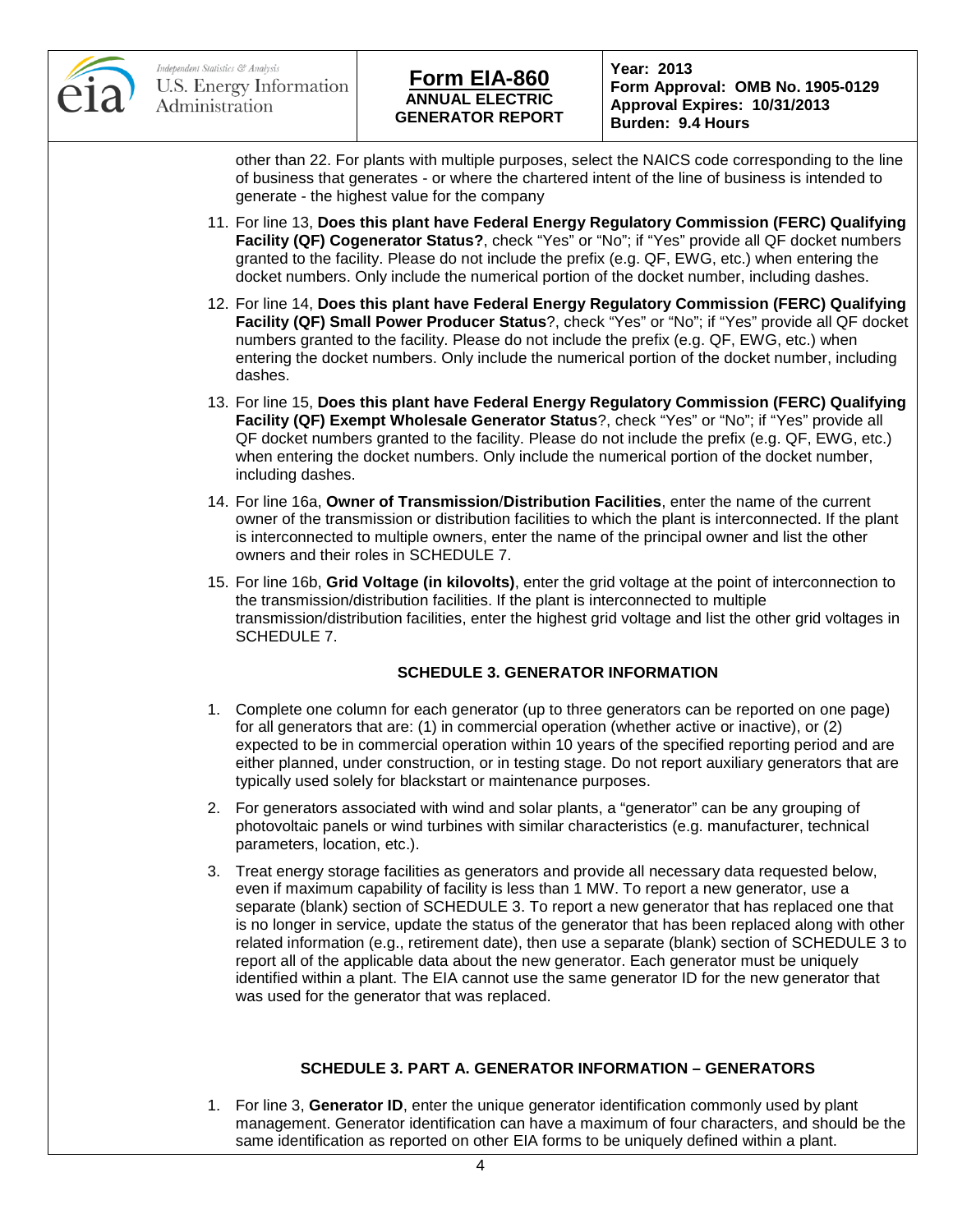other than 22. For plants with multiple purposes, select the NAICS code corresponding to the line of business that generates - or where the chartered intent of the line of business is intended to generate - the highest value for the company

11. For line 13, **Does this plant have Federal Energy Regulatory Commission (FERC) Qualifying Facility (QF) Cogenerator Status?**, check "Yes" or "No"; if "Yes" provide all QF docket numbers granted to the facility. Please do not include the prefix (e.g. QF, EWG, etc.) when entering the docket numbers. Only include the numerical portion of the docket number, including dashes.
12. For line 14, **Does this plant have Federal Energy Regulatory Commission (FERC) Qualifying Facility (QF) Small Power Producer Status**?, check "Yes" or "No"; if "Yes" provide all QF docket numbers granted to the facility. Please do not include the prefix (e.g. QF, EWG, etc.) when entering the docket numbers. Only include the numerical portion of the docket number, including dashes.
13. For line 15, **Does this plant have Federal Energy Regulatory Commission (FERC) Qualifying Facility (QF) Exempt Wholesale Generator Status**?, check "Yes" or "No"; if "Yes" provide all QF docket numbers granted to the facility. Please do not include the prefix (e.g. QF, EWG, etc.) when entering the docket numbers. Only include the numerical portion of the docket number, including dashes.
14. For line 16a, **Owner of Transmission**/**Distribution Facilities**, enter the name of the current owner of the transmission or distribution facilities to which the plant is interconnected. If the plant is interconnected to multiple owners, enter the name of the principal owner and list the other owners and their roles in SCHEDULE 7.
15. For line 16b, **Grid Voltage (in kilovolts)**, enter the grid voltage at the point of interconnection to the transmission/distribution facilities. If the plant is interconnected to multiple transmission/distribution facilities, enter the highest grid voltage and list the other grid voltages in SCHEDULE 7.

## SCHEDULE 3. GENERATOR INFORMATION

1. Complete one column for each generator (up to three generators can be reported on one page) for all generators that are: (1) in commercial operation (whether active or inactive), or (2) expected to be in commercial operation within 10 years of the specified reporting period and are either planned, under construction, or in testing stage. Do not report auxiliary generators that are typically used solely for blackstart or maintenance purposes.
2. For generators associated with wind and solar plants, a "generator" can be any grouping of photovoltaic panels or wind turbines with similar characteristics (e.g. manufacturer, technical parameters, location, etc.).
3. Treat energy storage facilities as generators and provide all necessary data requested below, even if maximum capability of facility is less than 1 MW. To report a new generator, use a separate (blank) section of SCHEDULE 3. To report a new generator that has replaced one that is no longer in service, update the status of the generator that has been replaced along with other related information (e.g., retirement date), then use a separate (blank) section of SCHEDULE 3 to report all of the applicable data about the new generator. Each generator must be uniquely identified within a plant. The EIA cannot use the same generator ID for the new generator that was used for the generator that was replaced.

## SCHEDULE 3. PART A. GENERATOR INFORMATION – GENERATORS

1. For line 3, **Generator ID**, enter the unique generator identification commonly used by plant management. Generator identification can have a maximum of four characters, and should be the same identification as reported on other EIA forms to be uniquely defined within a plant.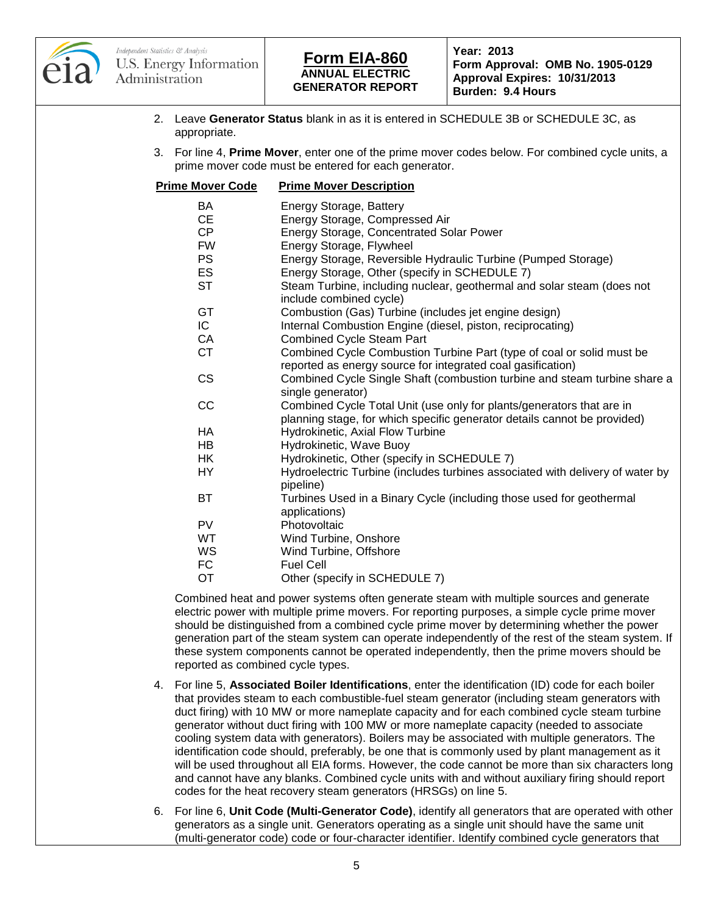2. Leave **Generator Status** blank in as it is entered in SCHEDULE 3B or SCHEDULE 3C, as appropriate.

3. For line 4, **Prime Mover**, enter one of the prime mover codes below. For combined cycle units, a prime mover code must be entered for each generator.

| Prime Mover Code | Prime Mover Description |
|---|---|
| BA | Energy Storage, Battery |
| CE | Energy Storage, Compressed Air |
| CP | Energy Storage, Concentrated Solar Power |
| FW | Energy Storage, Flywheel |
| PS | Energy Storage, Reversible Hydraulic Turbine (Pumped Storage) |
| ES | Energy Storage, Other (specify in SCHEDULE 7) |
| ST | Steam Turbine, including nuclear, geothermal and solar steam (does not include combined cycle) |
| GT | Combustion (Gas) Turbine (includes jet engine design) |
| IC | Internal Combustion Engine (diesel, piston, reciprocating) |
| CA | Combined Cycle Steam Part |
| CT | Combined Cycle Combustion Turbine Part (type of coal or solid must be reported as energy source for integrated coal gasification) |
| CS | Combined Cycle Single Shaft (combustion turbine and steam turbine share a single generator) |
| CC | Combined Cycle Total Unit (use only for plants/generators that are in planning stage, for which specific generator details cannot be provided) |
| HA | Hydrokinetic, Axial Flow Turbine |
| HB | Hydrokinetic, Wave Buoy |
| HK | Hydrokinetic, Other (specify in SCHEDULE 7) |
| HY | Hydroelectric Turbine (includes turbines associated with delivery of water by pipeline) |
| BT | Turbines Used in a Binary Cycle (including those used for geothermal applications) |
| PV | Photovoltaic |
| WT | Wind Turbine, Onshore |
| WS | Wind Turbine, Offshore |
| FC | Fuel Cell |
| OT | Other (specify in SCHEDULE 7) |

Combined heat and power systems often generate steam with multiple sources and generate electric power with multiple prime movers. For reporting purposes, a simple cycle prime mover should be distinguished from a combined cycle prime mover by determining whether the power generation part of the steam system can operate independently of the rest of the steam system. If these system components cannot be operated independently, then the prime movers should be reported as combined cycle types.

4. For line 5, **Associated Boiler Identifications**, enter the identification (ID) code for each boiler that provides steam to each combustible-fuel steam generator (including steam generators with duct firing) with 10 MW or more nameplate capacity and for each combined cycle steam turbine generator without duct firing with 100 MW or more nameplate capacity (needed to associate cooling system data with generators). Boilers may be associated with multiple generators. The identification code should, preferably, be one that is commonly used by plant management as it will be used throughout all EIA forms. However, the code cannot be more than six characters long and cannot have any blanks. Combined cycle units with and without auxiliary firing should report codes for the heat recovery steam generators (HRSGs) on line 5.

6. For line 6, **Unit Code (Multi-Generator Code)**, identify all generators that are operated with other generators as a single unit. Generators operating as a single unit should have the same unit (multi-generator code) code or four-character identifier. Identify combined cycle generators that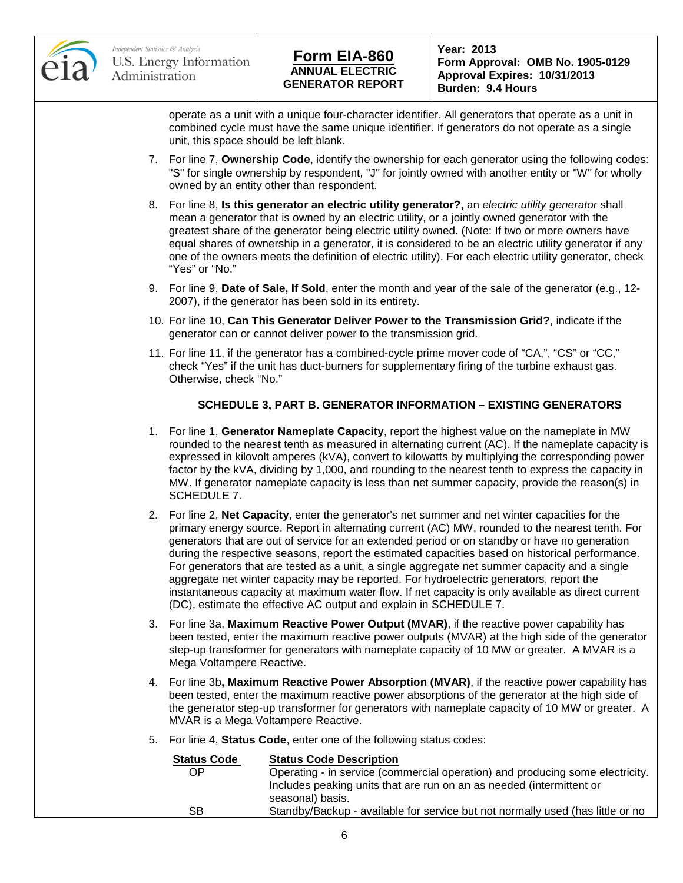operate as a unit with a unique four-character identifier. All generators that operate as a unit in combined cycle must have the same unique identifier. If generators do not operate as a single unit, this space should be left blank.

7. For line 7, **Ownership Code**, identify the ownership for each generator using the following codes: "S" for single ownership by respondent, "J" for jointly owned with another entity or "W" for wholly owned by an entity other than respondent.

8. For line 8, **Is this generator an electric utility generator?,** an *electric utility generator* shall mean a generator that is owned by an electric utility, or a jointly owned generator with the greatest share of the generator being electric utility owned. (Note: If two or more owners have equal shares of ownership in a generator, it is considered to be an electric utility generator if any one of the owners meets the definition of electric utility). For each electric utility generator, check "Yes" or "No."

9. For line 9, **Date of Sale, If Sold**, enter the month and year of the sale of the generator (e.g., 12-2007), if the generator has been sold in its entirety.

10. For line 10, **Can This Generator Deliver Power to the Transmission Grid?**, indicate if the generator can or cannot deliver power to the transmission grid.

11. For line 11, if the generator has a combined-cycle prime mover code of "CA,", "CS" or "CC," check "Yes" if the unit has duct-burners for supplementary firing of the turbine exhaust gas. Otherwise, check "No."

### SCHEDULE 3, PART B. GENERATOR INFORMATION – EXISTING GENERATORS

1. For line 1, **Generator Nameplate Capacity**, report the highest value on the nameplate in MW rounded to the nearest tenth as measured in alternating current (AC). If the nameplate capacity is expressed in kilovolt amperes (kVA), convert to kilowatts by multiplying the corresponding power factor by the kVA, dividing by 1,000, and rounding to the nearest tenth to express the capacity in MW. If generator nameplate capacity is less than net summer capacity, provide the reason(s) in SCHEDULE 7.

2. For line 2, **Net Capacity**, enter the generator's net summer and net winter capacities for the primary energy source. Report in alternating current (AC) MW, rounded to the nearest tenth. For generators that are out of service for an extended period or on standby or have no generation during the respective seasons, report the estimated capacities based on historical performance. For generators that are tested as a unit, a single aggregate net summer capacity and a single aggregate net winter capacity may be reported. For hydroelectric generators, report the instantaneous capacity at maximum water flow. If net capacity is only available as direct current (DC), estimate the effective AC output and explain in SCHEDULE 7.

3. For line 3a, **Maximum Reactive Power Output (MVAR)**, if the reactive power capability has been tested, enter the maximum reactive power outputs (MVAR) at the high side of the generator step-up transformer for generators with nameplate capacity of 10 MW or greater. A MVAR is a Mega Voltampere Reactive.

4. For line 3b**, Maximum Reactive Power Absorption (MVAR)**, if the reactive power capability has been tested, enter the maximum reactive power absorptions of the generator at the high side of the generator step-up transformer for generators with nameplate capacity of 10 MW or greater. A MVAR is a Mega Voltampere Reactive.

5. For line 4, **Status Code**, enter one of the following status codes:

| Status Code | Status Code Description |
|---|---|
| OP | Operating - in service (commercial operation) and producing some electricity. Includes peaking units that are run on an as needed (intermittent or seasonal) basis. |
| SB | Standby/Backup - available for service but not normally used (has little or no |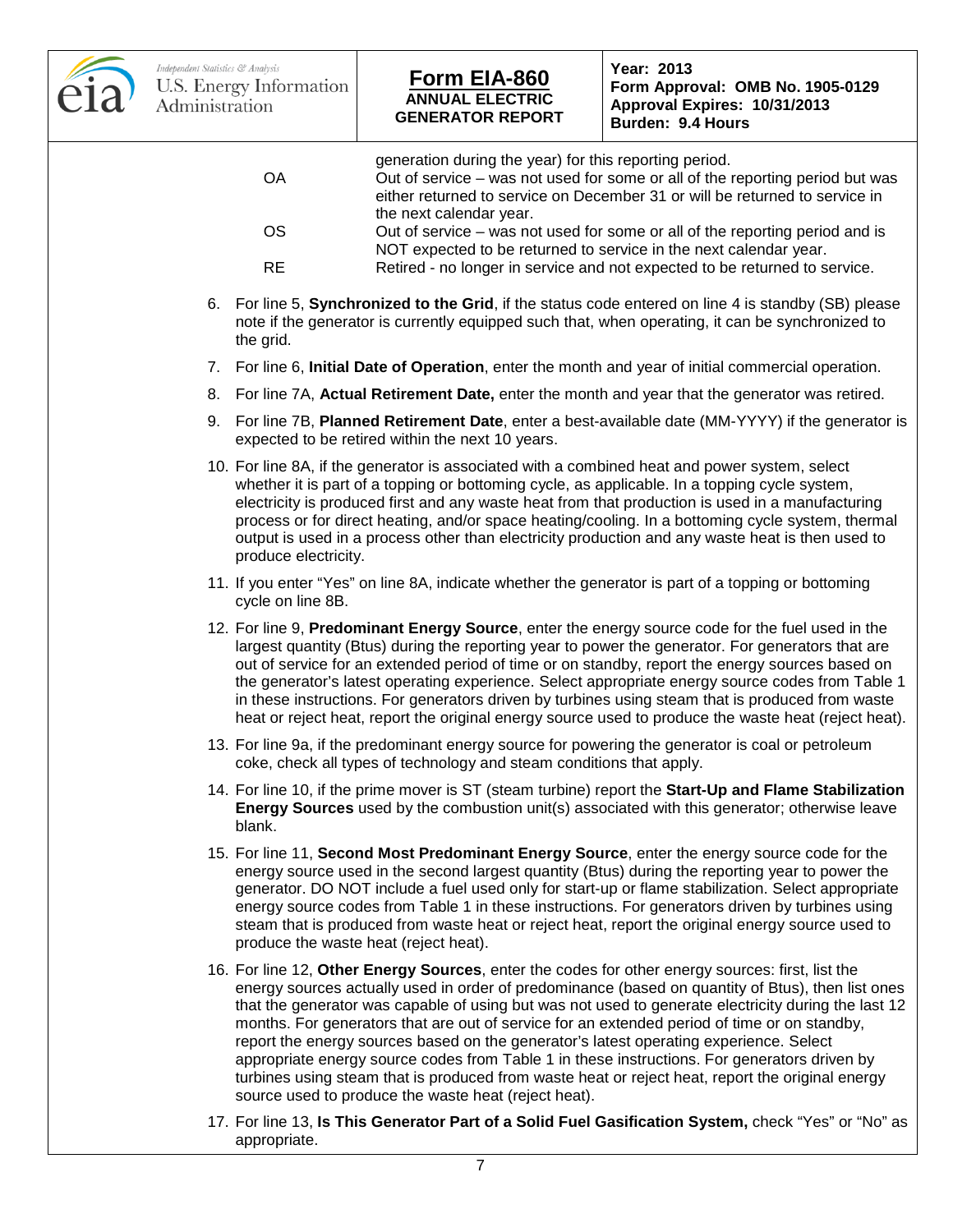| | |
|---|---|
| | generation during the year) for this reporting period. |
| OA | Out of service – was not used for some or all of the reporting period but was either returned to service on December 31 or will be returned to service in the next calendar year. |
| OS | Out of service – was not used for some or all of the reporting period and is NOT expected to be returned to service in the next calendar year. |
| RE | Retired - no longer in service and not expected to be returned to service. |

6. For line 5, **Synchronized to the Grid**, if the status code entered on line 4 is standby (SB) please note if the generator is currently equipped such that, when operating, it can be synchronized to the grid.
7. For line 6, **Initial Date of Operation**, enter the month and year of initial commercial operation.
8. For line 7A, **Actual Retirement Date,** enter the month and year that the generator was retired.
9. For line 7B, **Planned Retirement Date**, enter a best-available date (MM-YYYY) if the generator is expected to be retired within the next 10 years.
10. For line 8A, if the generator is associated with a combined heat and power system, select whether it is part of a topping or bottoming cycle, as applicable. In a topping cycle system, electricity is produced first and any waste heat from that production is used in a manufacturing process or for direct heating, and/or space heating/cooling. In a bottoming cycle system, thermal output is used in a process other than electricity production and any waste heat is then used to produce electricity.
11. If you enter "Yes" on line 8A, indicate whether the generator is part of a topping or bottoming cycle on line 8B.
12. For line 9, **Predominant Energy Source**, enter the energy source code for the fuel used in the largest quantity (Btus) during the reporting year to power the generator. For generators that are out of service for an extended period of time or on standby, report the energy sources based on the generator's latest operating experience. Select appropriate energy source codes from Table 1 in these instructions. For generators driven by turbines using steam that is produced from waste heat or reject heat, report the original energy source used to produce the waste heat (reject heat).
13. For line 9a, if the predominant energy source for powering the generator is coal or petroleum coke, check all types of technology and steam conditions that apply.
14. For line 10, if the prime mover is ST (steam turbine) report the **Start-Up and Flame Stabilization Energy Sources** used by the combustion unit(s) associated with this generator; otherwise leave blank.
15. For line 11, **Second Most Predominant Energy Source**, enter the energy source code for the energy source used in the second largest quantity (Btus) during the reporting year to power the generator. DO NOT include a fuel used only for start-up or flame stabilization. Select appropriate energy source codes from Table 1 in these instructions. For generators driven by turbines using steam that is produced from waste heat or reject heat, report the original energy source used to produce the waste heat (reject heat).
16. For line 12, **Other Energy Sources**, enter the codes for other energy sources: first, list the energy sources actually used in order of predominance (based on quantity of Btus), then list ones that the generator was capable of using but was not used to generate electricity during the last 12 months. For generators that are out of service for an extended period of time or on standby, report the energy sources based on the generator's latest operating experience. Select appropriate energy source codes from Table 1 in these instructions. For generators driven by turbines using steam that is produced from waste heat or reject heat, report the original energy source used to produce the waste heat (reject heat).
17. For line 13, **Is This Generator Part of a Solid Fuel Gasification System,** check "Yes" or "No" as appropriate.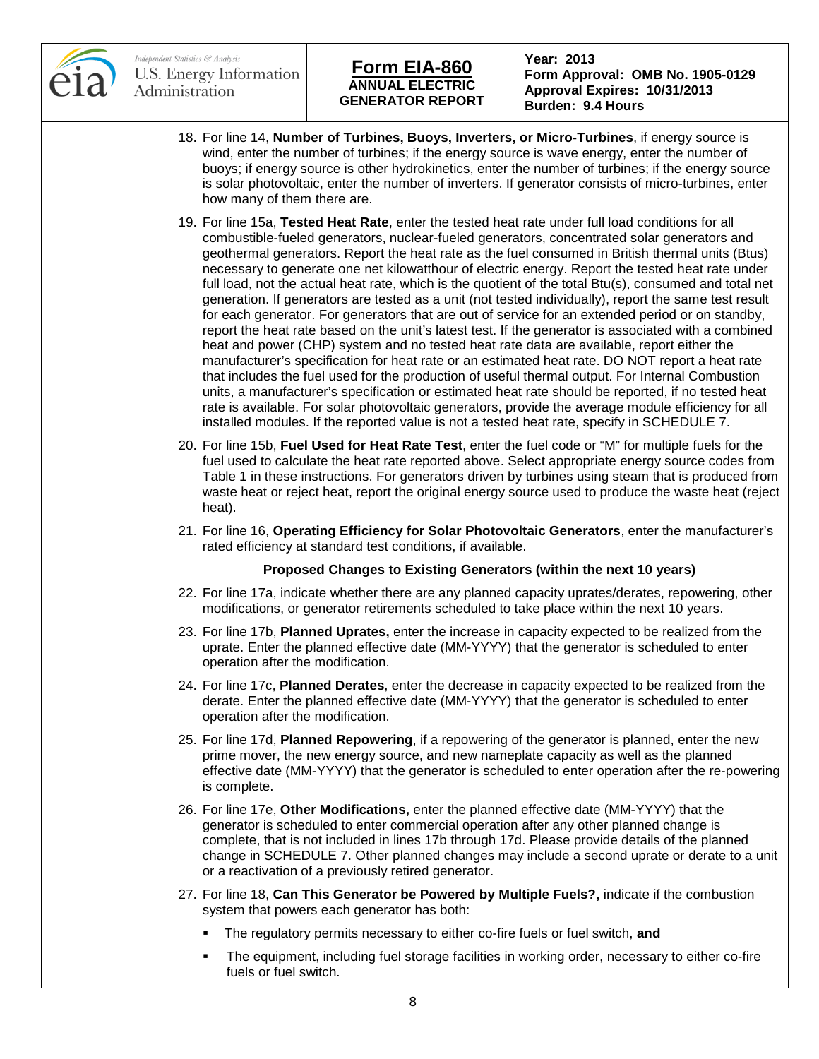18. For line 14, **Number of Turbines, Buoys, Inverters, or Micro-Turbines**, if energy source is wind, enter the number of turbines; if the energy source is wave energy, enter the number of buoys; if energy source is other hydrokinetics, enter the number of turbines; if the energy source is solar photovoltaic, enter the number of inverters. If generator consists of micro-turbines, enter how many of them there are.

19. For line 15a, **Tested Heat Rate**, enter the tested heat rate under full load conditions for all combustible-fueled generators, nuclear-fueled generators, concentrated solar generators and geothermal generators. Report the heat rate as the fuel consumed in British thermal units (Btus) necessary to generate one net kilowatthour of electric energy. Report the tested heat rate under full load, not the actual heat rate, which is the quotient of the total Btu(s), consumed and total net generation. If generators are tested as a unit (not tested individually), report the same test result for each generator. For generators that are out of service for an extended period or on standby, report the heat rate based on the unit's latest test. If the generator is associated with a combined heat and power (CHP) system and no tested heat rate data are available, report either the manufacturer's specification for heat rate or an estimated heat rate. DO NOT report a heat rate that includes the fuel used for the production of useful thermal output. For Internal Combustion units, a manufacturer's specification or estimated heat rate should be reported, if no tested heat rate is available. For solar photovoltaic generators, provide the average module efficiency for all installed modules. If the reported value is not a tested heat rate, specify in SCHEDULE 7.

20. For line 15b, **Fuel Used for Heat Rate Test**, enter the fuel code or "M" for multiple fuels for the fuel used to calculate the heat rate reported above. Select appropriate energy source codes from Table 1 in these instructions. For generators driven by turbines using steam that is produced from waste heat or reject heat, report the original energy source used to produce the waste heat (reject heat).

21. For line 16, **Operating Efficiency for Solar Photovoltaic Generators**, enter the manufacturer's rated efficiency at standard test conditions, if available.

**Proposed Changes to Existing Generators (within the next 10 years)**

22. For line 17a, indicate whether there are any planned capacity uprates/derates, repowering, other modifications, or generator retirements scheduled to take place within the next 10 years.

23. For line 17b, **Planned Uprates,** enter the increase in capacity expected to be realized from the uprate. Enter the planned effective date (MM-YYYY) that the generator is scheduled to enter operation after the modification.

24. For line 17c, **Planned Derates**, enter the decrease in capacity expected to be realized from the derate. Enter the planned effective date (MM-YYYY) that the generator is scheduled to enter operation after the modification.

25. For line 17d, **Planned Repowering**, if a repowering of the generator is planned, enter the new prime mover, the new energy source, and new nameplate capacity as well as the planned effective date (MM-YYYY) that the generator is scheduled to enter operation after the re-powering is complete.

26. For line 17e, **Other Modifications,** enter the planned effective date (MM-YYYY) that the generator is scheduled to enter commercial operation after any other planned change is complete, that is not included in lines 17b through 17d. Please provide details of the planned change in SCHEDULE 7. Other planned changes may include a second uprate or derate to a unit or a reactivation of a previously retired generator.

27. For line 18, **Can This Generator be Powered by Multiple Fuels?,** indicate if the combustion system that powers each generator has both:
    - The regulatory permits necessary to either co-fire fuels or fuel switch, **and**
    - The equipment, including fuel storage facilities in working order, necessary to either co-fire fuels or fuel switch.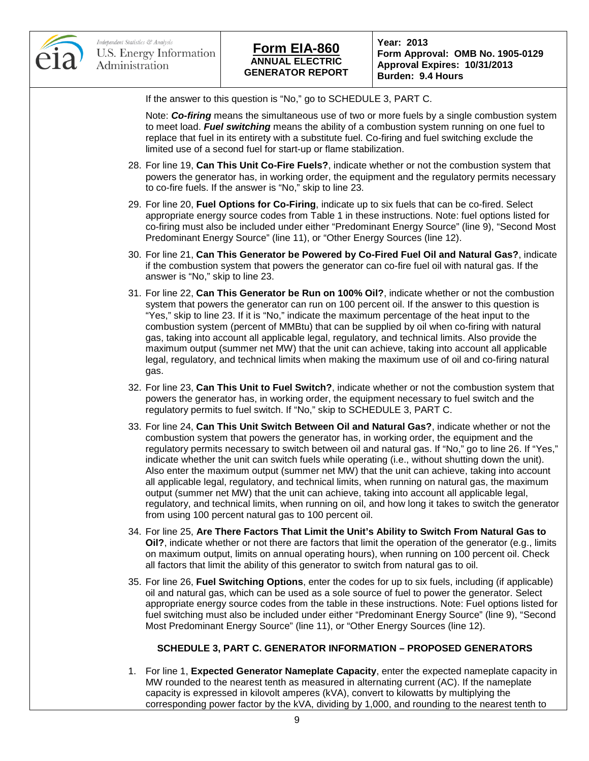If the answer to this question is "No," go to SCHEDULE 3, PART C.

Note: ***Co-firing*** means the simultaneous use of two or more fuels by a single combustion system to meet load. ***Fuel switching*** means the ability of a combustion system running on one fuel to replace that fuel in its entirety with a substitute fuel. Co-firing and fuel switching exclude the limited use of a second fuel for start-up or flame stabilization.

28. For line 19, **Can This Unit Co-Fire Fuels?**, indicate whether or not the combustion system that powers the generator has, in working order, the equipment and the regulatory permits necessary to co-fire fuels. If the answer is "No," skip to line 23.

29. For line 20, **Fuel Options for Co-Firing**, indicate up to six fuels that can be co-fired. Select appropriate energy source codes from Table 1 in these instructions. Note: fuel options listed for co-firing must also be included under either "Predominant Energy Source" (line 9), "Second Most Predominant Energy Source" (line 11), or "Other Energy Sources (line 12).

30. For line 21, **Can This Generator be Powered by Co-Fired Fuel Oil and Natural Gas?**, indicate if the combustion system that powers the generator can co-fire fuel oil with natural gas. If the answer is "No," skip to line 23.

31. For line 22, **Can This Generator be Run on 100% Oil?**, indicate whether or not the combustion system that powers the generator can run on 100 percent oil. If the answer to this question is "Yes," skip to line 23. If it is "No," indicate the maximum percentage of the heat input to the combustion system (percent of MMBtu) that can be supplied by oil when co-firing with natural gas, taking into account all applicable legal, regulatory, and technical limits. Also provide the maximum output (summer net MW) that the unit can achieve, taking into account all applicable legal, regulatory, and technical limits when making the maximum use of oil and co-firing natural gas.

32. For line 23, **Can This Unit to Fuel Switch?**, indicate whether or not the combustion system that powers the generator has, in working order, the equipment necessary to fuel switch and the regulatory permits to fuel switch. If "No," skip to SCHEDULE 3, PART C.

33. For line 24, **Can This Unit Switch Between Oil and Natural Gas?**, indicate whether or not the combustion system that powers the generator has, in working order, the equipment and the regulatory permits necessary to switch between oil and natural gas. If "No," go to line 26. If "Yes," indicate whether the unit can switch fuels while operating (i.e., without shutting down the unit). Also enter the maximum output (summer net MW) that the unit can achieve, taking into account all applicable legal, regulatory, and technical limits, when running on natural gas, the maximum output (summer net MW) that the unit can achieve, taking into account all applicable legal, regulatory, and technical limits, when running on oil, and how long it takes to switch the generator from using 100 percent natural gas to 100 percent oil.

34. For line 25, **Are There Factors That Limit the Unit's Ability to Switch From Natural Gas to Oil?**, indicate whether or not there are factors that limit the operation of the generator (e.g., limits on maximum output, limits on annual operating hours), when running on 100 percent oil. Check all factors that limit the ability of this generator to switch from natural gas to oil.

35. For line 26, **Fuel Switching Options**, enter the codes for up to six fuels, including (if applicable) oil and natural gas, which can be used as a sole source of fuel to power the generator. Select appropriate energy source codes from the table in these instructions. Note: Fuel options listed for fuel switching must also be included under either "Predominant Energy Source" (line 9), "Second Most Predominant Energy Source" (line 11), or "Other Energy Sources (line 12).

## SCHEDULE 3, PART C. GENERATOR INFORMATION – PROPOSED GENERATORS

1. For line 1, **Expected Generator Nameplate Capacity**, enter the expected nameplate capacity in MW rounded to the nearest tenth as measured in alternating current (AC). If the nameplate capacity is expressed in kilovolt amperes (kVA), convert to kilowatts by multiplying the corresponding power factor by the kVA, dividing by 1,000, and rounding to the nearest tenth to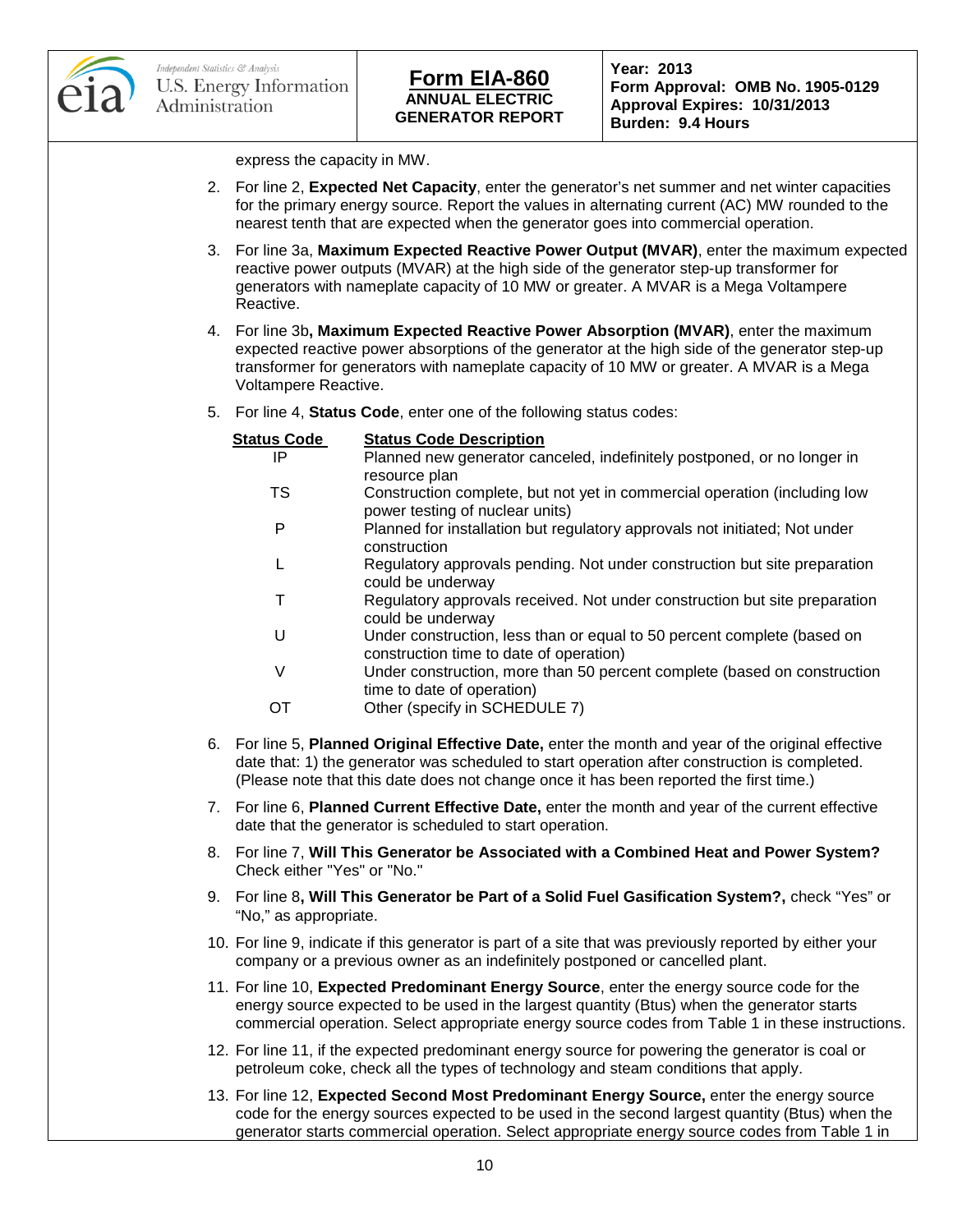express the capacity in MW.

2. For line 2, **Expected Net Capacity**, enter the generator's net summer and net winter capacities for the primary energy source. Report the values in alternating current (AC) MW rounded to the nearest tenth that are expected when the generator goes into commercial operation.

3. For line 3a, **Maximum Expected Reactive Power Output (MVAR)**, enter the maximum expected reactive power outputs (MVAR) at the high side of the generator step-up transformer for generators with nameplate capacity of 10 MW or greater. A MVAR is a Mega Voltampere Reactive.

4. For line 3b**, Maximum Expected Reactive Power Absorption (MVAR)**, enter the maximum expected reactive power absorptions of the generator at the high side of the generator step-up transformer for generators with nameplate capacity of 10 MW or greater. A MVAR is a Mega Voltampere Reactive.

5. For line 4, **Status Code**, enter one of the following status codes:

| Status Code | Status Code Description |
|---|---|
| IP | Planned new generator canceled, indefinitely postponed, or no longer in resource plan |
| TS | Construction complete, but not yet in commercial operation (including low power testing of nuclear units) |
| P | Planned for installation but regulatory approvals not initiated; Not under construction |
| L | Regulatory approvals pending. Not under construction but site preparation could be underway |
| T | Regulatory approvals received. Not under construction but site preparation could be underway |
| U | Under construction, less than or equal to 50 percent complete (based on construction time to date of operation) |
| V | Under construction, more than 50 percent complete (based on construction time to date of operation) |
| OT | Other (specify in SCHEDULE 7) |

6. For line 5, **Planned Original Effective Date,** enter the month and year of the original effective date that: 1) the generator was scheduled to start operation after construction is completed. (Please note that this date does not change once it has been reported the first time.)

7. For line 6, **Planned Current Effective Date,** enter the month and year of the current effective date that the generator is scheduled to start operation.

8. For line 7, **Will This Generator be Associated with a Combined Heat and Power System?** Check either "Yes" or "No."

9. For line 8**, Will This Generator be Part of a Solid Fuel Gasification System?,** check "Yes" or "No," as appropriate.

10. For line 9, indicate if this generator is part of a site that was previously reported by either your company or a previous owner as an indefinitely postponed or cancelled plant.

11. For line 10, **Expected Predominant Energy Source**, enter the energy source code for the energy source expected to be used in the largest quantity (Btus) when the generator starts commercial operation. Select appropriate energy source codes from Table 1 in these instructions.

12. For line 11, if the expected predominant energy source for powering the generator is coal or petroleum coke, check all the types of technology and steam conditions that apply.

13. For line 12, **Expected Second Most Predominant Energy Source,** enter the energy source code for the energy sources expected to be used in the second largest quantity (Btus) when the generator starts commercial operation. Select appropriate energy source codes from Table 1 in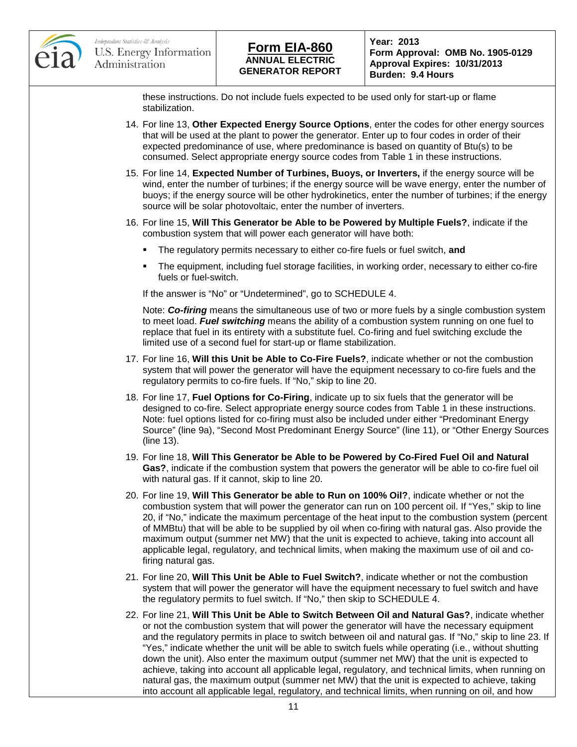these instructions. Do not include fuels expected to be used only for start-up or flame stabilization.

14. For line 13, **Other Expected Energy Source Options**, enter the codes for other energy sources that will be used at the plant to power the generator. Enter up to four codes in order of their expected predominance of use, where predominance is based on quantity of Btu(s) to be consumed. Select appropriate energy source codes from Table 1 in these instructions.

15. For line 14, **Expected Number of Turbines, Buoys, or Inverters,** if the energy source will be wind, enter the number of turbines; if the energy source will be wave energy, enter the number of buoys; if the energy source will be other hydrokinetics, enter the number of turbines; if the energy source will be solar photovoltaic, enter the number of inverters.

16. For line 15, **Will This Generator be Able to be Powered by Multiple Fuels?**, indicate if the combustion system that will power each generator will have both:

    - The regulatory permits necessary to either co-fire fuels or fuel switch, **and**
    - The equipment, including fuel storage facilities, in working order, necessary to either co-fire fuels or fuel-switch.

    If the answer is "No" or "Undetermined", go to SCHEDULE 4.

    Note: ***Co-firing*** means the simultaneous use of two or more fuels by a single combustion system to meet load. ***Fuel switching*** means the ability of a combustion system running on one fuel to replace that fuel in its entirety with a substitute fuel. Co-firing and fuel switching exclude the limited use of a second fuel for start-up or flame stabilization.

17. For line 16, **Will this Unit be Able to Co-Fire Fuels?**, indicate whether or not the combustion system that will power the generator will have the equipment necessary to co-fire fuels and the regulatory permits to co-fire fuels. If "No," skip to line 20.

18. For line 17, **Fuel Options for Co-Firing**, indicate up to six fuels that the generator will be designed to co-fire. Select appropriate energy source codes from Table 1 in these instructions. Note: fuel options listed for co-firing must also be included under either "Predominant Energy Source" (line 9a), "Second Most Predominant Energy Source" (line 11), or "Other Energy Sources (line 13).

19. For line 18, **Will This Generator be Able to be Powered by Co-Fired Fuel Oil and Natural Gas?**, indicate if the combustion system that powers the generator will be able to co-fire fuel oil with natural gas. If it cannot, skip to line 20.

20. For line 19, **Will This Generator be able to Run on 100% Oil?**, indicate whether or not the combustion system that will power the generator can run on 100 percent oil. If "Yes," skip to line 20, if "No," indicate the maximum percentage of the heat input to the combustion system (percent of MMBtu) that will be able to be supplied by oil when co-firing with natural gas. Also provide the maximum output (summer net MW) that the unit is expected to achieve, taking into account all applicable legal, regulatory, and technical limits, when making the maximum use of oil and co-firing natural gas.

21. For line 20, **Will This Unit be Able to Fuel Switch?**, indicate whether or not the combustion system that will power the generator will have the equipment necessary to fuel switch and have the regulatory permits to fuel switch. If "No," then skip to SCHEDULE 4.

22. For line 21, **Will This Unit be Able to Switch Between Oil and Natural Gas?**, indicate whether or not the combustion system that will power the generator will have the necessary equipment and the regulatory permits in place to switch between oil and natural gas. If "No," skip to line 23. If "Yes," indicate whether the unit will be able to switch fuels while operating (i.e., without shutting down the unit). Also enter the maximum output (summer net MW) that the unit is expected to achieve, taking into account all applicable legal, regulatory, and technical limits, when running on natural gas, the maximum output (summer net MW) that the unit is expected to achieve, taking into account all applicable legal, regulatory, and technical limits, when running on oil, and how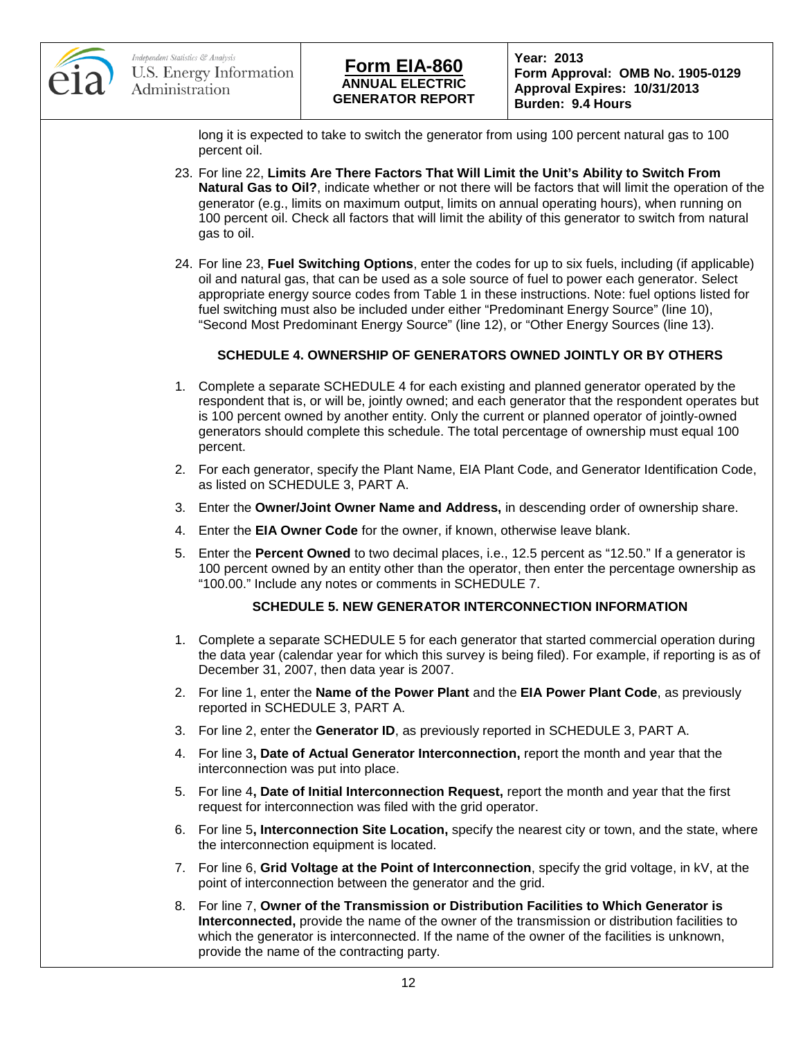long it is expected to take to switch the generator from using 100 percent natural gas to 100 percent oil.

23. For line 22, **Limits Are There Factors That Will Limit the Unit's Ability to Switch From Natural Gas to Oil?**, indicate whether or not there will be factors that will limit the operation of the generator (e.g., limits on maximum output, limits on annual operating hours), when running on 100 percent oil. Check all factors that will limit the ability of this generator to switch from natural gas to oil.

24. For line 23, **Fuel Switching Options**, enter the codes for up to six fuels, including (if applicable) oil and natural gas, that can be used as a sole source of fuel to power each generator. Select appropriate energy source codes from Table 1 in these instructions. Note: fuel options listed for fuel switching must also be included under either "Predominant Energy Source" (line 10), "Second Most Predominant Energy Source" (line 12), or "Other Energy Sources (line 13).

## SCHEDULE 4. OWNERSHIP OF GENERATORS OWNED JOINTLY OR BY OTHERS

1. Complete a separate SCHEDULE 4 for each existing and planned generator operated by the respondent that is, or will be, jointly owned; and each generator that the respondent operates but is 100 percent owned by another entity. Only the current or planned operator of jointly-owned generators should complete this schedule. The total percentage of ownership must equal 100 percent.
2. For each generator, specify the Plant Name, EIA Plant Code, and Generator Identification Code, as listed on SCHEDULE 3, PART A.
3. Enter the **Owner/Joint Owner Name and Address,** in descending order of ownership share.
4. Enter the **EIA Owner Code** for the owner, if known, otherwise leave blank.
5. Enter the **Percent Owned** to two decimal places, i.e., 12.5 percent as "12.50." If a generator is 100 percent owned by an entity other than the operator, then enter the percentage ownership as "100.00." Include any notes or comments in SCHEDULE 7.

## SCHEDULE 5. NEW GENERATOR INTERCONNECTION INFORMATION

1. Complete a separate SCHEDULE 5 for each generator that started commercial operation during the data year (calendar year for which this survey is being filed). For example, if reporting is as of December 31, 2007, then data year is 2007.
2. For line 1, enter the **Name of the Power Plant** and the **EIA Power Plant Code**, as previously reported in SCHEDULE 3, PART A.
3. For line 2, enter the **Generator ID**, as previously reported in SCHEDULE 3, PART A.
4. For line 3**, Date of Actual Generator Interconnection,** report the month and year that the interconnection was put into place.
5. For line 4**, Date of Initial Interconnection Request,** report the month and year that the first request for interconnection was filed with the grid operator.
6. For line 5**, Interconnection Site Location,** specify the nearest city or town, and the state, where the interconnection equipment is located.
7. For line 6, **Grid Voltage at the Point of Interconnection**, specify the grid voltage, in kV, at the point of interconnection between the generator and the grid.
8. For line 7, **Owner of the Transmission or Distribution Facilities to Which Generator is Interconnected,** provide the name of the owner of the transmission or distribution facilities to which the generator is interconnected. If the name of the owner of the facilities is unknown, provide the name of the contracting party.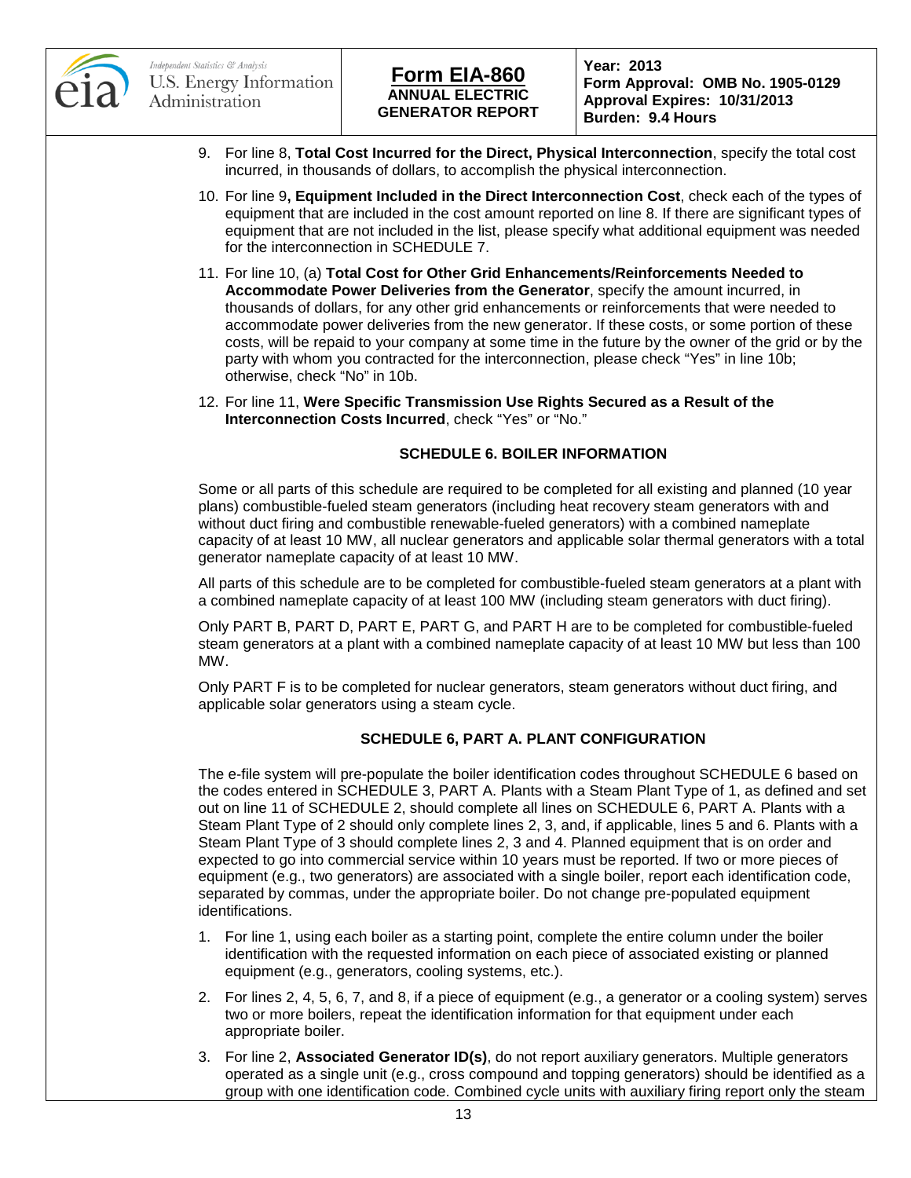9. For line 8, **Total Cost Incurred for the Direct, Physical Interconnection**, specify the total cost incurred, in thousands of dollars, to accomplish the physical interconnection.

10. For line 9**, Equipment Included in the Direct Interconnection Cost**, check each of the types of equipment that are included in the cost amount reported on line 8. If there are significant types of equipment that are not included in the list, please specify what additional equipment was needed for the interconnection in SCHEDULE 7.

11. For line 10, (a) **Total Cost for Other Grid Enhancements/Reinforcements Needed to Accommodate Power Deliveries from the Generator**, specify the amount incurred, in thousands of dollars, for any other grid enhancements or reinforcements that were needed to accommodate power deliveries from the new generator. If these costs, or some portion of these costs, will be repaid to your company at some time in the future by the owner of the grid or by the party with whom you contracted for the interconnection, please check "Yes" in line 10b; otherwise, check "No" in 10b.

12. For line 11, **Were Specific Transmission Use Rights Secured as a Result of the Interconnection Costs Incurred**, check "Yes" or "No."

## SCHEDULE 6. BOILER INFORMATION

Some or all parts of this schedule are required to be completed for all existing and planned (10 year plans) combustible-fueled steam generators (including heat recovery steam generators with and without duct firing and combustible renewable-fueled generators) with a combined nameplate capacity of at least 10 MW, all nuclear generators and applicable solar thermal generators with a total generator nameplate capacity of at least 10 MW.

All parts of this schedule are to be completed for combustible-fueled steam generators at a plant with a combined nameplate capacity of at least 100 MW (including steam generators with duct firing).

Only PART B, PART D, PART E, PART G, and PART H are to be completed for combustible-fueled steam generators at a plant with a combined nameplate capacity of at least 10 MW but less than 100 MW.

Only PART F is to be completed for nuclear generators, steam generators without duct firing, and applicable solar generators using a steam cycle.

### SCHEDULE 6, PART A. PLANT CONFIGURATION

The e-file system will pre-populate the boiler identification codes throughout SCHEDULE 6 based on the codes entered in SCHEDULE 3, PART A. Plants with a Steam Plant Type of 1, as defined and set out on line 11 of SCHEDULE 2, should complete all lines on SCHEDULE 6, PART A. Plants with a Steam Plant Type of 2 should only complete lines 2, 3, and, if applicable, lines 5 and 6. Plants with a Steam Plant Type of 3 should complete lines 2, 3 and 4. Planned equipment that is on order and expected to go into commercial service within 10 years must be reported. If two or more pieces of equipment (e.g., two generators) are associated with a single boiler, report each identification code, separated by commas, under the appropriate boiler. Do not change pre-populated equipment identifications.

1. For line 1, using each boiler as a starting point, complete the entire column under the boiler identification with the requested information on each piece of associated existing or planned equipment (e.g., generators, cooling systems, etc.).

2. For lines 2, 4, 5, 6, 7, and 8, if a piece of equipment (e.g., a generator or a cooling system) serves two or more boilers, repeat the identification information for that equipment under each appropriate boiler.

3. For line 2, **Associated Generator ID(s)**, do not report auxiliary generators. Multiple generators operated as a single unit (e.g., cross compound and topping generators) should be identified as a group with one identification code. Combined cycle units with auxiliary firing report only the steam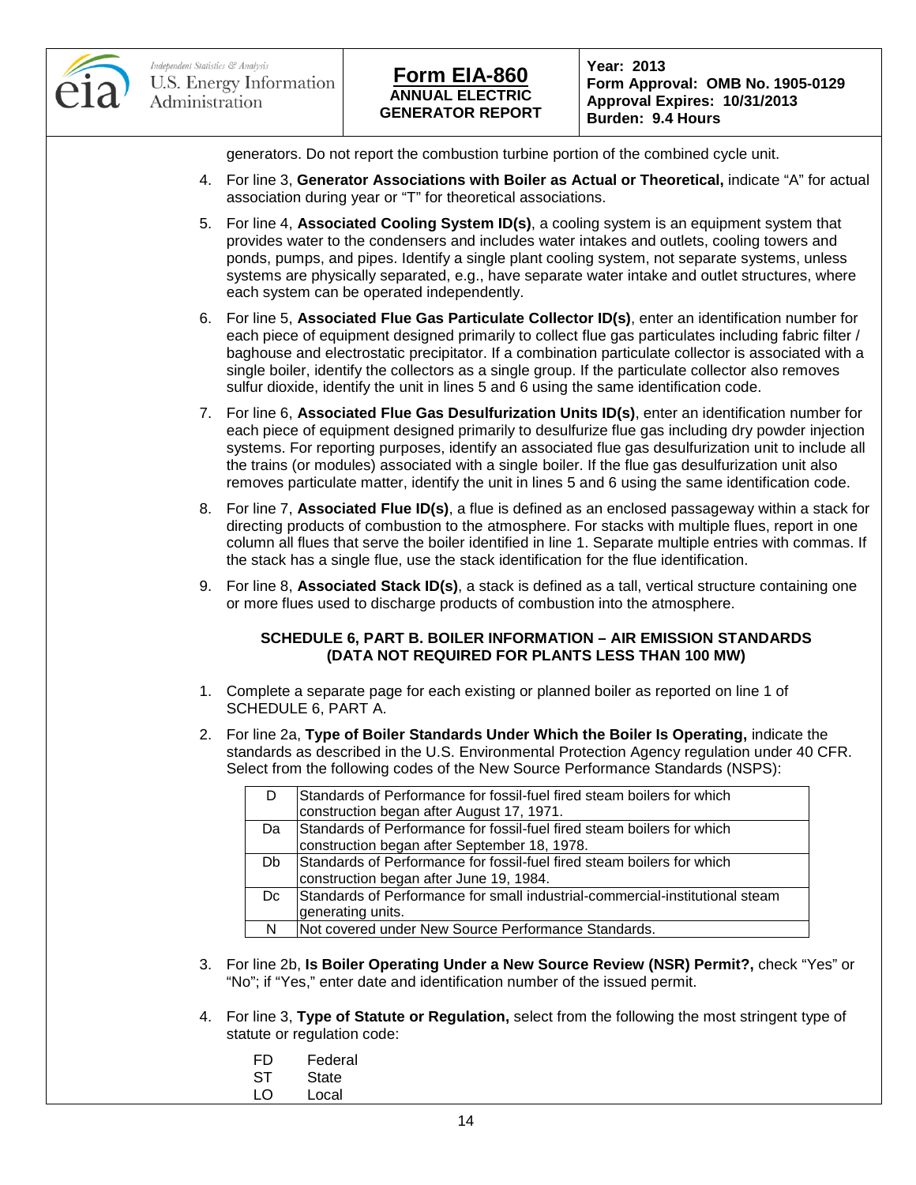generators. Do not report the combustion turbine portion of the combined cycle unit.

4. For line 3, **Generator Associations with Boiler as Actual or Theoretical,** indicate "A" for actual association during year or "T" for theoretical associations.

5. For line 4, **Associated Cooling System ID(s)**, a cooling system is an equipment system that provides water to the condensers and includes water intakes and outlets, cooling towers and ponds, pumps, and pipes. Identify a single plant cooling system, not separate systems, unless systems are physically separated, e.g., have separate water intake and outlet structures, where each system can be operated independently.

6. For line 5, **Associated Flue Gas Particulate Collector ID(s)**, enter an identification number for each piece of equipment designed primarily to collect flue gas particulates including fabric filter / baghouse and electrostatic precipitator. If a combination particulate collector is associated with a single boiler, identify the collectors as a single group. If the particulate collector also removes sulfur dioxide, identify the unit in lines 5 and 6 using the same identification code.

7. For line 6, **Associated Flue Gas Desulfurization Units ID(s)**, enter an identification number for each piece of equipment designed primarily to desulfurize flue gas including dry powder injection systems. For reporting purposes, identify an associated flue gas desulfurization unit to include all the trains (or modules) associated with a single boiler. If the flue gas desulfurization unit also removes particulate matter, identify the unit in lines 5 and 6 using the same identification code.

8. For line 7, **Associated Flue ID(s)**, a flue is defined as an enclosed passageway within a stack for directing products of combustion to the atmosphere. For stacks with multiple flues, report in one column all flues that serve the boiler identified in line 1. Separate multiple entries with commas. If the stack has a single flue, use the stack identification for the flue identification.

9. For line 8, **Associated Stack ID(s)**, a stack is defined as a tall, vertical structure containing one or more flues used to discharge products of combustion into the atmosphere.

## SCHEDULE 6, PART B. BOILER INFORMATION – AIR EMISSION STANDARDS (DATA NOT REQUIRED FOR PLANTS LESS THAN 100 MW)

1. Complete a separate page for each existing or planned boiler as reported on line 1 of SCHEDULE 6, PART A.

2. For line 2a, **Type of Boiler Standards Under Which the Boiler Is Operating,** indicate the standards as described in the U.S. Environmental Protection Agency regulation under 40 CFR. Select from the following codes of the New Source Performance Standards (NSPS):

| Code | Description |
|---|---|
| D | Standards of Performance for fossil-fuel fired steam boilers for which construction began after August 17, 1971. |
| Da | Standards of Performance for fossil-fuel fired steam boilers for which construction began after September 18, 1978. |
| Db | Standards of Performance for fossil-fuel fired steam boilers for which construction began after June 19, 1984. |
| Dc | Standards of Performance for small industrial-commercial-institutional steam generating units. |
| N | Not covered under New Source Performance Standards. |

3. For line 2b, **Is Boiler Operating Under a New Source Review (NSR) Permit?,** check "Yes" or "No"; if "Yes," enter date and identification number of the issued permit.

4. For line 3, **Type of Statute or Regulation,** select from the following the most stringent type of statute or regulation code:

   FD Federal
   ST State
   LO Local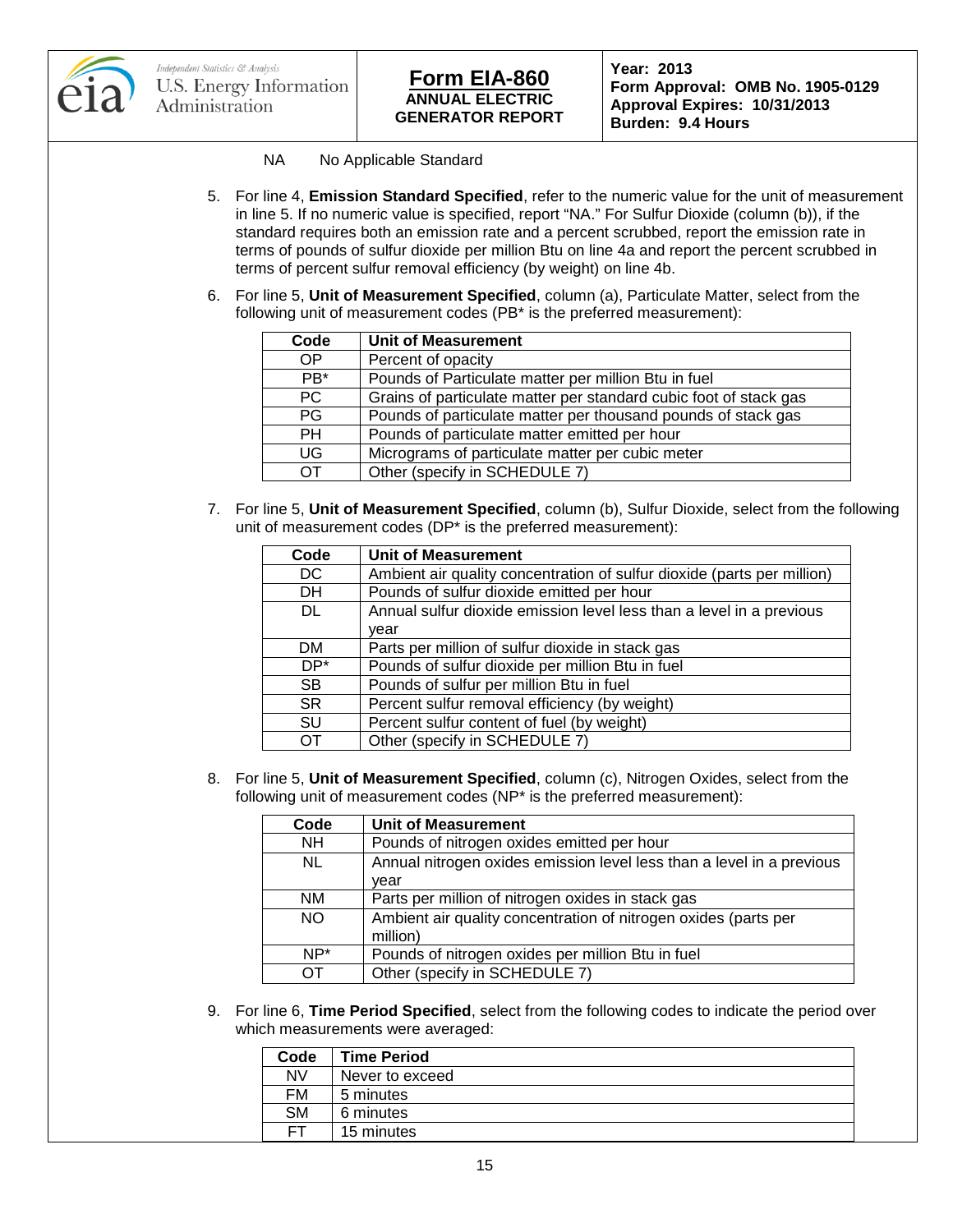NA No Applicable Standard

5. For line 4, **Emission Standard Specified**, refer to the numeric value for the unit of measurement in line 5. If no numeric value is specified, report "NA." For Sulfur Dioxide (column (b)), if the standard requires both an emission rate and a percent scrubbed, report the emission rate in terms of pounds of sulfur dioxide per million Btu on line 4a and report the percent scrubbed in terms of percent sulfur removal efficiency (by weight) on line 4b.

6. For line 5, **Unit of Measurement Specified**, column (a), Particulate Matter, select from the following unit of measurement codes (PB* is the preferred measurement):

| Code | Unit of Measurement |
|---|---|
| OP | Percent of opacity |
| PB* | Pounds of Particulate matter per million Btu in fuel |
| PC | Grains of particulate matter per standard cubic foot of stack gas |
| PG | Pounds of particulate matter per thousand pounds of stack gas |
| PH | Pounds of particulate matter emitted per hour |
| UG | Micrograms of particulate matter per cubic meter |
| OT | Other (specify in SCHEDULE 7) |

7. For line 5, **Unit of Measurement Specified**, column (b), Sulfur Dioxide, select from the following unit of measurement codes (DP* is the preferred measurement):

| Code | Unit of Measurement |
|---|---|
| DC | Ambient air quality concentration of sulfur dioxide (parts per million) |
| DH | Pounds of sulfur dioxide emitted per hour |
| DL | Annual sulfur dioxide emission level less than a level in a previous year |
| DM | Parts per million of sulfur dioxide in stack gas |
| DP* | Pounds of sulfur dioxide per million Btu in fuel |
| SB | Pounds of sulfur per million Btu in fuel |
| SR | Percent sulfur removal efficiency (by weight) |
| SU | Percent sulfur content of fuel (by weight) |
| OT | Other (specify in SCHEDULE 7) |

8. For line 5, **Unit of Measurement Specified**, column (c), Nitrogen Oxides, select from the following unit of measurement codes (NP* is the preferred measurement):

| Code | Unit of Measurement |
|---|---|
| NH | Pounds of nitrogen oxides emitted per hour |
| NL | Annual nitrogen oxides emission level less than a level in a previous year |
| NM | Parts per million of nitrogen oxides in stack gas |
| NO | Ambient air quality concentration of nitrogen oxides (parts per million) |
| NP* | Pounds of nitrogen oxides per million Btu in fuel |
| OT | Other (specify in SCHEDULE 7) |

9. For line 6, **Time Period Specified**, select from the following codes to indicate the period over which measurements were averaged:

| Code | Time Period |
|---|---|
| NV | Never to exceed |
| FM | 5 minutes |
| SM | 6 minutes |
| FT | 15 minutes |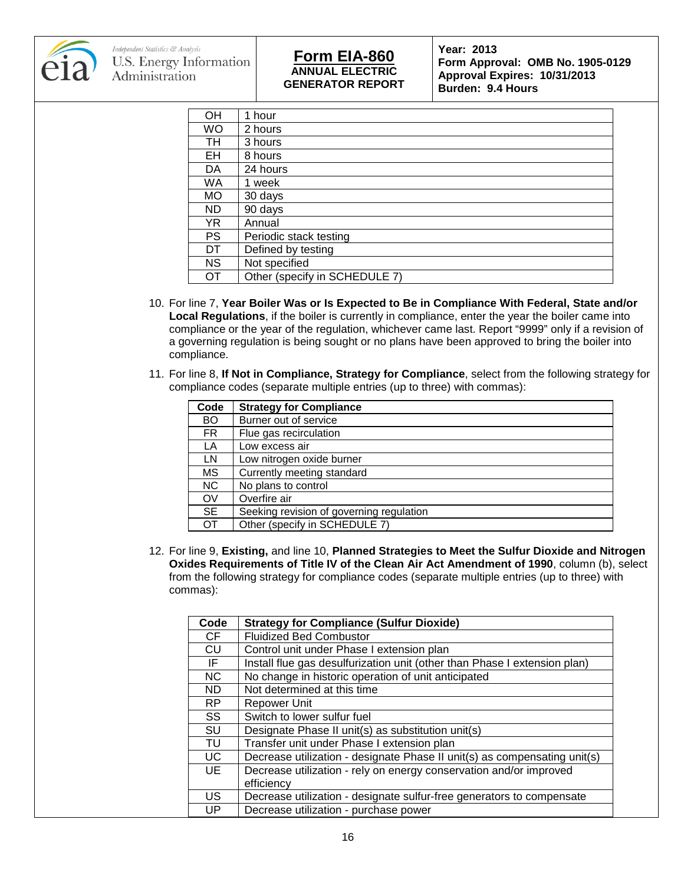| | |
|---|---|
| OH | 1 hour |
| WO | 2 hours |
| TH | 3 hours |
| EH | 8 hours |
| DA | 24 hours |
| WA | 1 week |
| MO | 30 days |
| ND | 90 days |
| YR | Annual |
| PS | Periodic stack testing |
| DT | Defined by testing |
| NS | Not specified |
| OT | Other (specify in SCHEDULE 7) |

10. For line 7, **Year Boiler Was or Is Expected to Be in Compliance With Federal, State and/or Local Regulations**, if the boiler is currently in compliance, enter the year the boiler came into compliance or the year of the regulation, whichever came last. Report "9999" only if a revision of a governing regulation is being sought or no plans have been approved to bring the boiler into compliance.

11. For line 8, **If Not in Compliance, Strategy for Compliance**, select from the following strategy for compliance codes (separate multiple entries (up to three) with commas):

| Code | Strategy for Compliance |
|---|---|
| BO | Burner out of service |
| FR | Flue gas recirculation |
| LA | Low excess air |
| LN | Low nitrogen oxide burner |
| MS | Currently meeting standard |
| NC | No plans to control |
| OV | Overfire air |
| SE | Seeking revision of governing regulation |
| OT | Other (specify in SCHEDULE 7) |

12. For line 9, **Existing,** and line 10, **Planned Strategies to Meet the Sulfur Dioxide and Nitrogen Oxides Requirements of Title IV of the Clean Air Act Amendment of 1990**, column (b), select from the following strategy for compliance codes (separate multiple entries (up to three) with commas):

| Code | Strategy for Compliance (Sulfur Dioxide) |
|---|---|
| CF | Fluidized Bed Combustor |
| CU | Control unit under Phase I extension plan |
| IF | Install flue gas desulfurization unit (other than Phase I extension plan) |
| NC | No change in historic operation of unit anticipated |
| ND | Not determined at this time |
| RP | Repower Unit |
| SS | Switch to lower sulfur fuel |
| SU | Designate Phase II unit(s) as substitution unit(s) |
| TU | Transfer unit under Phase I extension plan |
| UC | Decrease utilization - designate Phase II unit(s) as compensating unit(s) |
| UE | Decrease utilization - rely on energy conservation and/or improved efficiency |
| US | Decrease utilization - designate sulfur-free generators to compensate |
| UP | Decrease utilization - purchase power |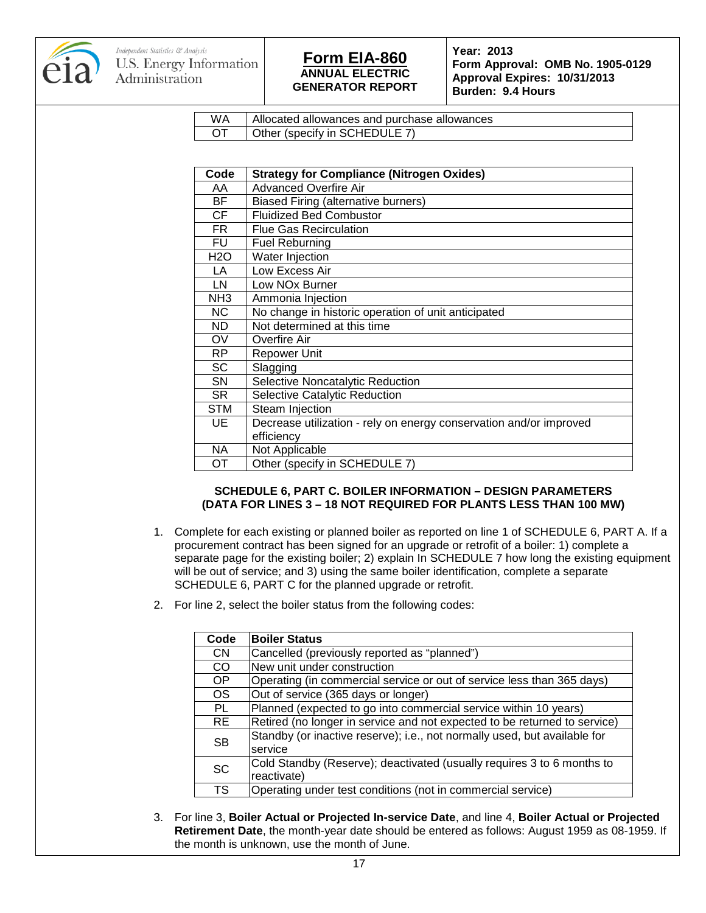| WA | Allocated allowances and purchase allowances |
|---|---|
| OT | Other (specify in SCHEDULE 7) |

| Code | Strategy for Compliance (Nitrogen Oxides) |
|---|---|
| AA | Advanced Overfire Air |
| BF | Biased Firing (alternative burners) |
| CF | Fluidized Bed Combustor |
| FR | Flue Gas Recirculation |
| FU | Fuel Reburning |
| H2O | Water Injection |
| LA | Low Excess Air |
| LN | Low NOx Burner |
| NH3 | Ammonia Injection |
| NC | No change in historic operation of unit anticipated |
| ND | Not determined at this time |
| OV | Overfire Air |
| RP | Repower Unit |
| SC | Slagging |
| SN | Selective Noncatalytic Reduction |
| SR | Selective Catalytic Reduction |
| STM | Steam Injection |
| UE | Decrease utilization - rely on energy conservation and/or improved efficiency |
| NA | Not Applicable |
| OT | Other (specify in SCHEDULE 7) |

### SCHEDULE 6, PART C. BOILER INFORMATION – DESIGN PARAMETERS (DATA FOR LINES 3 – 18 NOT REQUIRED FOR PLANTS LESS THAN 100 MW)

1. Complete for each existing or planned boiler as reported on line 1 of SCHEDULE 6, PART A. If a procurement contract has been signed for an upgrade or retrofit of a boiler: 1) complete a separate page for the existing boiler; 2) explain In SCHEDULE 7 how long the existing equipment will be out of service; and 3) using the same boiler identification, complete a separate SCHEDULE 6, PART C for the planned upgrade or retrofit.

2. For line 2, select the boiler status from the following codes:

| Code | Boiler Status |
|---|---|
| CN | Cancelled (previously reported as "planned") |
| CO | New unit under construction |
| OP | Operating (in commercial service or out of service less than 365 days) |
| OS | Out of service (365 days or longer) |
| PL | Planned (expected to go into commercial service within 10 years) |
| RE | Retired (no longer in service and not expected to be returned to service) |
| SB | Standby (or inactive reserve); i.e., not normally used, but available for service |
| SC | Cold Standby (Reserve); deactivated (usually requires 3 to 6 months to reactivate) |
| TS | Operating under test conditions (not in commercial service) |

3. For line 3, **Boiler Actual or Projected In-service Date**, and line 4, **Boiler Actual or Projected Retirement Date**, the month-year date should be entered as follows: August 1959 as 08-1959. If the month is unknown, use the month of June.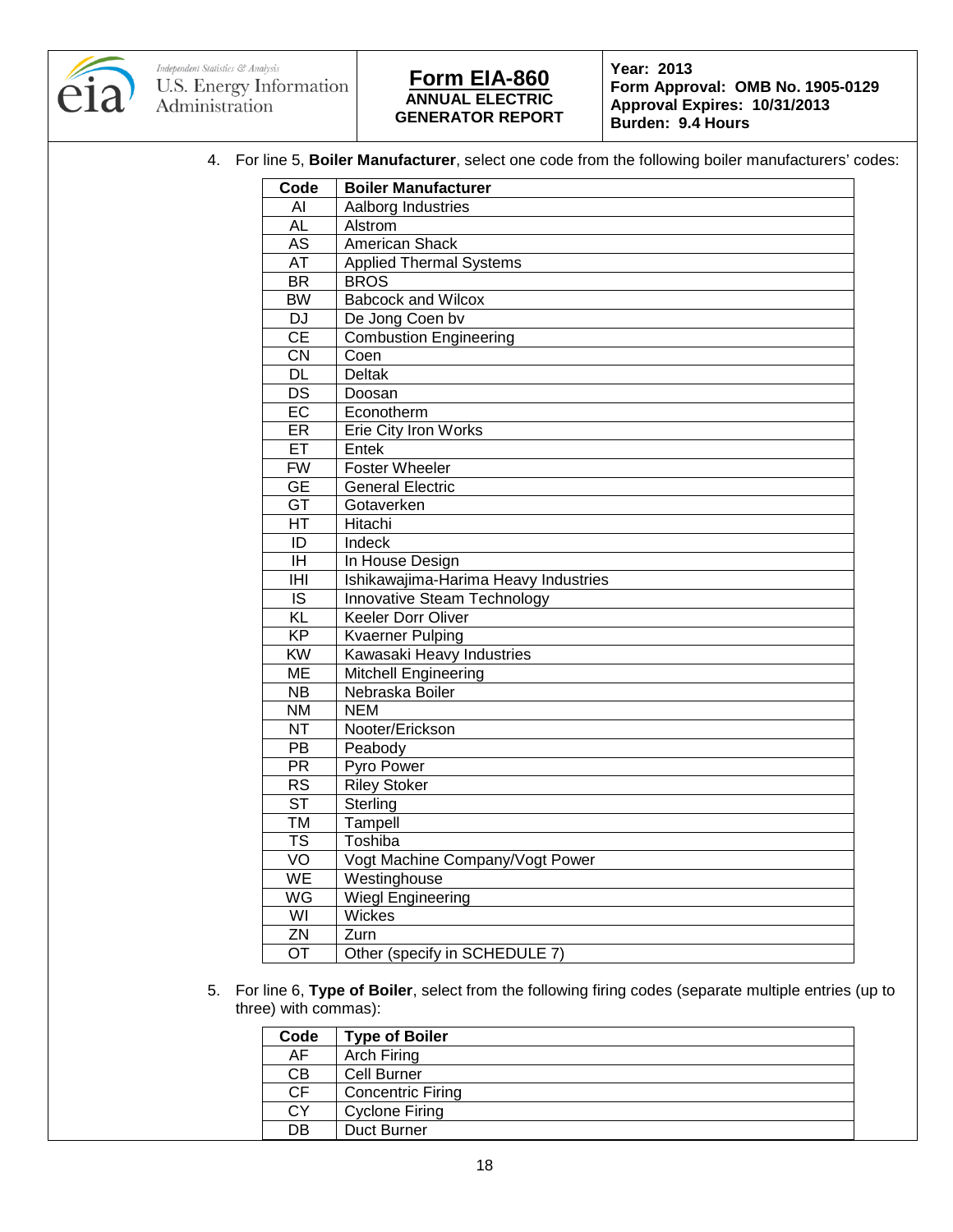4. For line 5, **Boiler Manufacturer**, select one code from the following boiler manufacturers' codes:

| Code | Boiler Manufacturer |
|---|---|
| AI | Aalborg Industries |
| AL | Alstrom |
| AS | American Shack |
| AT | Applied Thermal Systems |
| BR | BROS |
| BW | Babcock and Wilcox |
| DJ | De Jong Coen bv |
| CE | Combustion Engineering |
| CN | Coen |
| DL | Deltak |
| DS | Doosan |
| EC | Econotherm |
| ER | Erie City Iron Works |
| ET | Entek |
| FW | Foster Wheeler |
| GE | General Electric |
| GT | Gotaverken |
| HT | Hitachi |
| ID | Indeck |
| IH | In House Design |
| IHI | Ishikawajima-Harima Heavy Industries |
| IS | Innovative Steam Technology |
| KL | Keeler Dorr Oliver |
| KP | Kvaerner Pulping |
| KW | Kawasaki Heavy Industries |
| ME | Mitchell Engineering |
| NB | Nebraska Boiler |
| NM | NEM |
| NT | Nooter/Erickson |
| PB | Peabody |
| PR | Pyro Power |
| RS | Riley Stoker |
| ST | Sterling |
| TM | Tampell |
| TS | Toshiba |
| VO | Vogt Machine Company/Vogt Power |
| WE | Westinghouse |
| WG | Wiegl Engineering |
| WI | Wickes |
| ZN | Zurn |
| OT | Other (specify in SCHEDULE 7) |

5. For line 6, **Type of Boiler**, select from the following firing codes (separate multiple entries (up to three) with commas):

| Code | Type of Boiler |
|---|---|
| AF | Arch Firing |
| CB | Cell Burner |
| CF | Concentric Firing |
| CY | Cyclone Firing |
| DB | Duct Burner |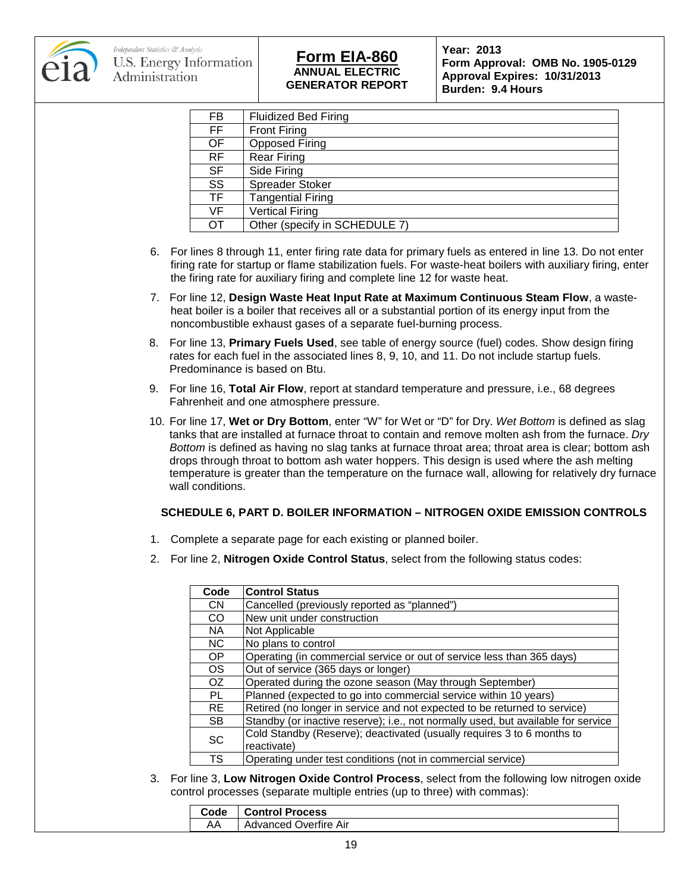| | |
|---|---|
| FB | Fluidized Bed Firing |
| FF | Front Firing |
| OF | Opposed Firing |
| RF | Rear Firing |
| SF | Side Firing |
| SS | Spreader Stoker |
| TF | Tangential Firing |
| VF | Vertical Firing |
| OT | Other (specify in SCHEDULE 7) |

6. For lines 8 through 11, enter firing rate data for primary fuels as entered in line 13. Do not enter firing rate for startup or flame stabilization fuels. For waste-heat boilers with auxiliary firing, enter the firing rate for auxiliary firing and complete line 12 for waste heat.
7. For line 12, **Design Waste Heat Input Rate at Maximum Continuous Steam Flow**, a waste-heat boiler is a boiler that receives all or a substantial portion of its energy input from the noncombustible exhaust gases of a separate fuel-burning process.
8. For line 13, **Primary Fuels Used**, see table of energy source (fuel) codes. Show design firing rates for each fuel in the associated lines 8, 9, 10, and 11. Do not include startup fuels. Predominance is based on Btu.
9. For line 16, **Total Air Flow**, report at standard temperature and pressure, i.e., 68 degrees Fahrenheit and one atmosphere pressure.
10. For line 17, **Wet or Dry Bottom**, enter "W" for Wet or "D" for Dry. *Wet Bottom* is defined as slag tanks that are installed at furnace throat to contain and remove molten ash from the furnace. *Dry Bottom* is defined as having no slag tanks at furnace throat area; throat area is clear; bottom ash drops through throat to bottom ash water hoppers. This design is used where the ash melting temperature is greater than the temperature on the furnace wall, allowing for relatively dry furnace wall conditions.

## SCHEDULE 6, PART D. BOILER INFORMATION – NITROGEN OXIDE EMISSION CONTROLS

1. Complete a separate page for each existing or planned boiler.
2. For line 2, **Nitrogen Oxide Control Status**, select from the following status codes:

| Code | Control Status |
|---|---|
| CN | Cancelled (previously reported as "planned") |
| CO | New unit under construction |
| NA | Not Applicable |
| NC | No plans to control |
| OP | Operating (in commercial service or out of service less than 365 days) |
| OS | Out of service (365 days or longer) |
| OZ | Operated during the ozone season (May through September) |
| PL | Planned (expected to go into commercial service within 10 years) |
| RE | Retired (no longer in service and not expected to be returned to service) |
| SB | Standby (or inactive reserve); i.e., not normally used, but available for service |
| SC | Cold Standby (Reserve); deactivated (usually requires 3 to 6 months to reactivate) |
| TS | Operating under test conditions (not in commercial service) |

3. For line 3, **Low Nitrogen Oxide Control Process**, select from the following low nitrogen oxide control processes (separate multiple entries (up to three) with commas):

| Code | Control Process |
|---|---|
| AA | Advanced Overfire Air |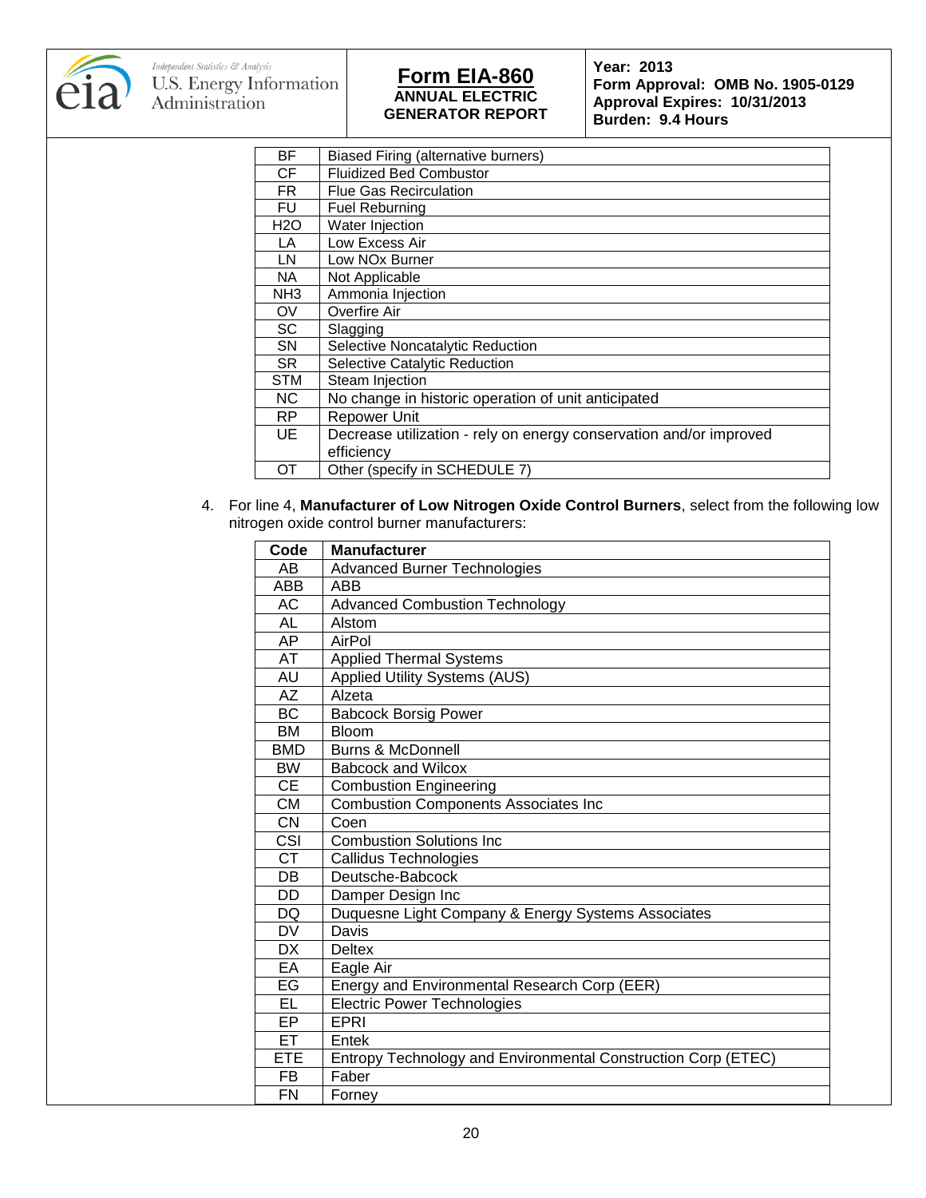| | |
|---|---|
| BF | Biased Firing (alternative burners) |
| CF | Fluidized Bed Combustor |
| FR | Flue Gas Recirculation |
| FU | Fuel Reburning |
| H2O | Water Injection |
| LA | Low Excess Air |
| LN | Low NOx Burner |
| NA | Not Applicable |
| NH3 | Ammonia Injection |
| OV | Overfire Air |
| SC | Slagging |
| SN | Selective Noncatalytic Reduction |
| SR | Selective Catalytic Reduction |
| STM | Steam Injection |
| NC | No change in historic operation of unit anticipated |
| RP | Repower Unit |
| UE | Decrease utilization - rely on energy conservation and/or improved efficiency |
| OT | Other (specify in SCHEDULE 7) |

4. For line 4, **Manufacturer of Low Nitrogen Oxide Control Burners**, select from the following low nitrogen oxide control burner manufacturers:

| Code | Manufacturer |
|---|---|
| AB | Advanced Burner Technologies |
| ABB | ABB |
| AC | Advanced Combustion Technology |
| AL | Alstom |
| AP | AirPol |
| AT | Applied Thermal Systems |
| AU | Applied Utility Systems (AUS) |
| AZ | Alzeta |
| BC | Babcock Borsig Power |
| BM | Bloom |
| BMD | Burns & McDonnell |
| BW | Babcock and Wilcox |
| CE | Combustion Engineering |
| CM | Combustion Components Associates Inc |
| CN | Coen |
| CSI | Combustion Solutions Inc |
| CT | Callidus Technologies |
| DB | Deutsche-Babcock |
| DD | Damper Design Inc |
| DQ | Duquesne Light Company & Energy Systems Associates |
| DV | Davis |
| DX | Deltex |
| EA | Eagle Air |
| EG | Energy and Environmental Research Corp (EER) |
| EL | Electric Power Technologies |
| EP | EPRI |
| ET | Entek |
| ETE | Entropy Technology and Environmental Construction Corp (ETEC) |
| FB | Faber |
| FN | Forney |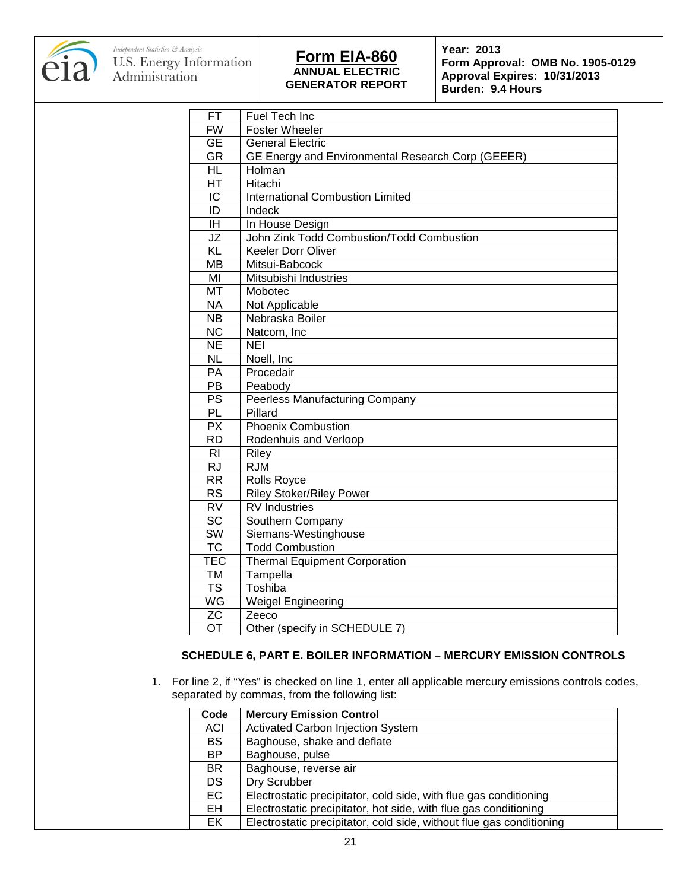| | |
|---|---|
| FT | Fuel Tech Inc |
| FW | Foster Wheeler |
| GE | General Electric |
| GR | GE Energy and Environmental Research Corp (GEEER) |
| HL | Holman |
| HT | Hitachi |
| IC | International Combustion Limited |
| ID | Indeck |
| IH | In House Design |
| JZ | John Zink Todd Combustion/Todd Combustion |
| KL | Keeler Dorr Oliver |
| MB | Mitsui-Babcock |
| MI | Mitsubishi Industries |
| MT | Mobotec |
| NA | Not Applicable |
| NB | Nebraska Boiler |
| NC | Natcom, Inc |
| NE | NEI |
| NL | Noell, Inc |
| PA | Procedair |
| PB | Peabody |
| PS | Peerless Manufacturing Company |
| PL | Pillard |
| PX | Phoenix Combustion |
| RD | Rodenhuis and Verloop |
| RI | Riley |
| RJ | RJM |
| RR | Rolls Royce |
| RS | Riley Stoker/Riley Power |
| RV | RV Industries |
| SC | Southern Company |
| SW | Siemens-Westinghouse |
| TC | Todd Combustion |
| TEC | Thermal Equipment Corporation |
| TM | Tampella |
| TS | Toshiba |
| WG | Weigel Engineering |
| ZC | Zeeco |
| OT | Other (specify in SCHEDULE 7) |

## SCHEDULE 6, PART E. BOILER INFORMATION – MERCURY EMISSION CONTROLS

1. For line 2, if "Yes" is checked on line 1, enter all applicable mercury emissions controls codes, separated by commas, from the following list:

| Code | Mercury Emission Control |
|---|---|
| ACI | Activated Carbon Injection System |
| BS | Baghouse, shake and deflate |
| BP | Baghouse, pulse |
| BR | Baghouse, reverse air |
| DS | Dry Scrubber |
| EC | Electrostatic precipitator, cold side, with flue gas conditioning |
| EH | Electrostatic precipitator, hot side, with flue gas conditioning |
| EK | Electrostatic precipitator, cold side, without flue gas conditioning |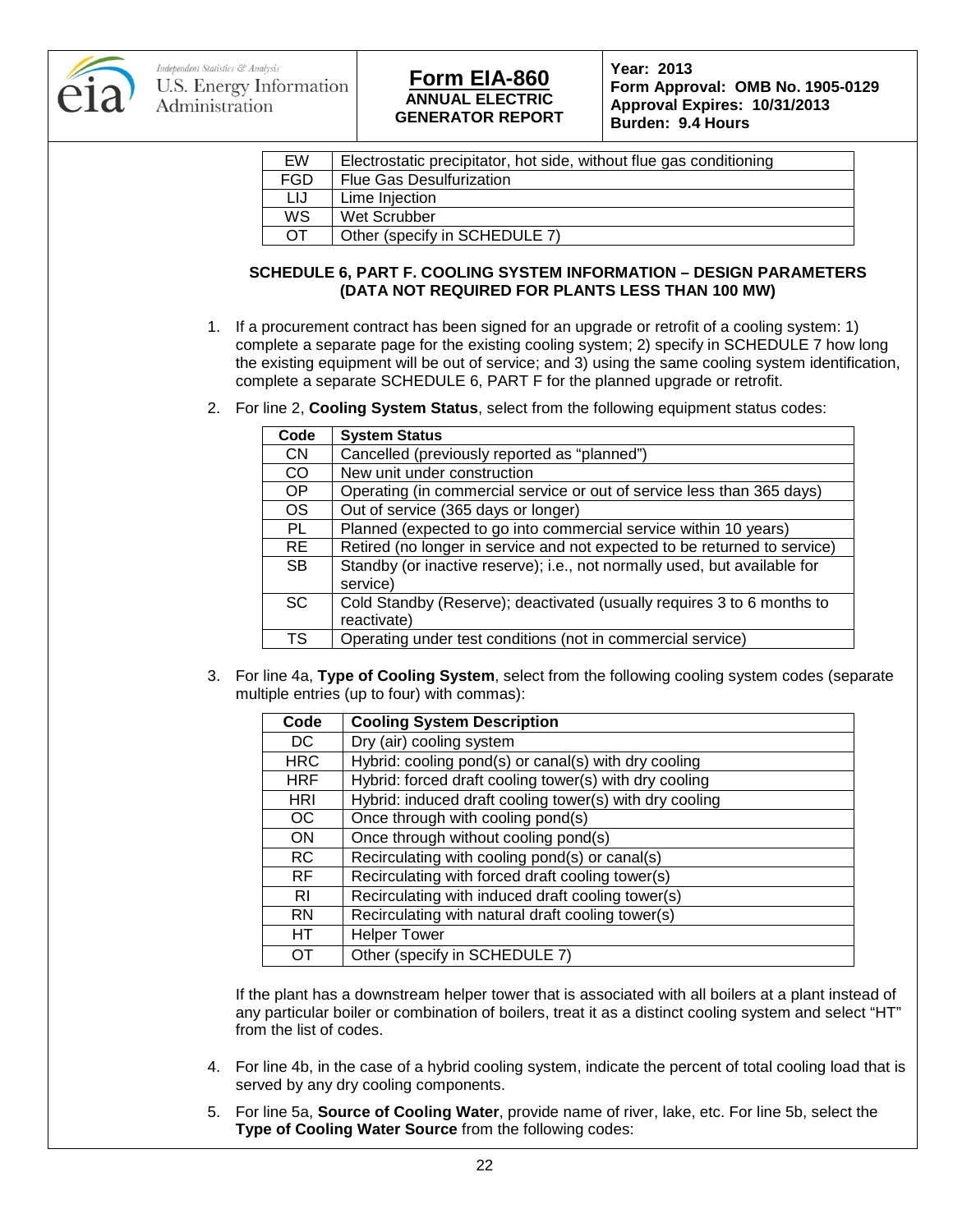| EW | Electrostatic precipitator, hot side, without flue gas conditioning |
|---|---|
| FGD | Flue Gas Desulfurization |
| LIJ | Lime Injection |
| WS | Wet Scrubber |
| OT | Other (specify in SCHEDULE 7) |

### SCHEDULE 6, PART F. COOLING SYSTEM INFORMATION – DESIGN PARAMETERS (DATA NOT REQUIRED FOR PLANTS LESS THAN 100 MW)

1. If a procurement contract has been signed for an upgrade or retrofit of a cooling system: 1) complete a separate page for the existing cooling system; 2) specify in SCHEDULE 7 how long the existing equipment will be out of service; and 3) using the same cooling system identification, complete a separate SCHEDULE 6, PART F for the planned upgrade or retrofit.

2. For line 2, **Cooling System Status**, select from the following equipment status codes:

| Code | System Status |
|---|---|
| CN | Cancelled (previously reported as "planned") |
| CO | New unit under construction |
| OP | Operating (in commercial service or out of service less than 365 days) |
| OS | Out of service (365 days or longer) |
| PL | Planned (expected to go into commercial service within 10 years) |
| RE | Retired (no longer in service and not expected to be returned to service) |
| SB | Standby (or inactive reserve); i.e., not normally used, but available for service) |
| SC | Cold Standby (Reserve); deactivated (usually requires 3 to 6 months to reactivate) |
| TS | Operating under test conditions (not in commercial service) |

3. For line 4a, **Type of Cooling System**, select from the following cooling system codes (separate multiple entries (up to four) with commas):

| Code | Cooling System Description |
|---|---|
| DC | Dry (air) cooling system |
| HRC | Hybrid: cooling pond(s) or canal(s) with dry cooling |
| HRF | Hybrid: forced draft cooling tower(s) with dry cooling |
| HRI | Hybrid: induced draft cooling tower(s) with dry cooling |
| OC | Once through with cooling pond(s) |
| ON | Once through without cooling pond(s) |
| RC | Recirculating with cooling pond(s) or canal(s) |
| RF | Recirculating with forced draft cooling tower(s) |
| RI | Recirculating with induced draft cooling tower(s) |
| RN | Recirculating with natural draft cooling tower(s) |
| HT | Helper Tower |
| OT | Other (specify in SCHEDULE 7) |

   If the plant has a downstream helper tower that is associated with all boilers at a plant instead of any particular boiler or combination of boilers, treat it as a distinct cooling system and select "HT" from the list of codes.

4. For line 4b, in the case of a hybrid cooling system, indicate the percent of total cooling load that is served by any dry cooling components.

5. For line 5a, **Source of Cooling Water**, provide name of river, lake, etc. For line 5b, select the **Type of Cooling Water Source** from the following codes: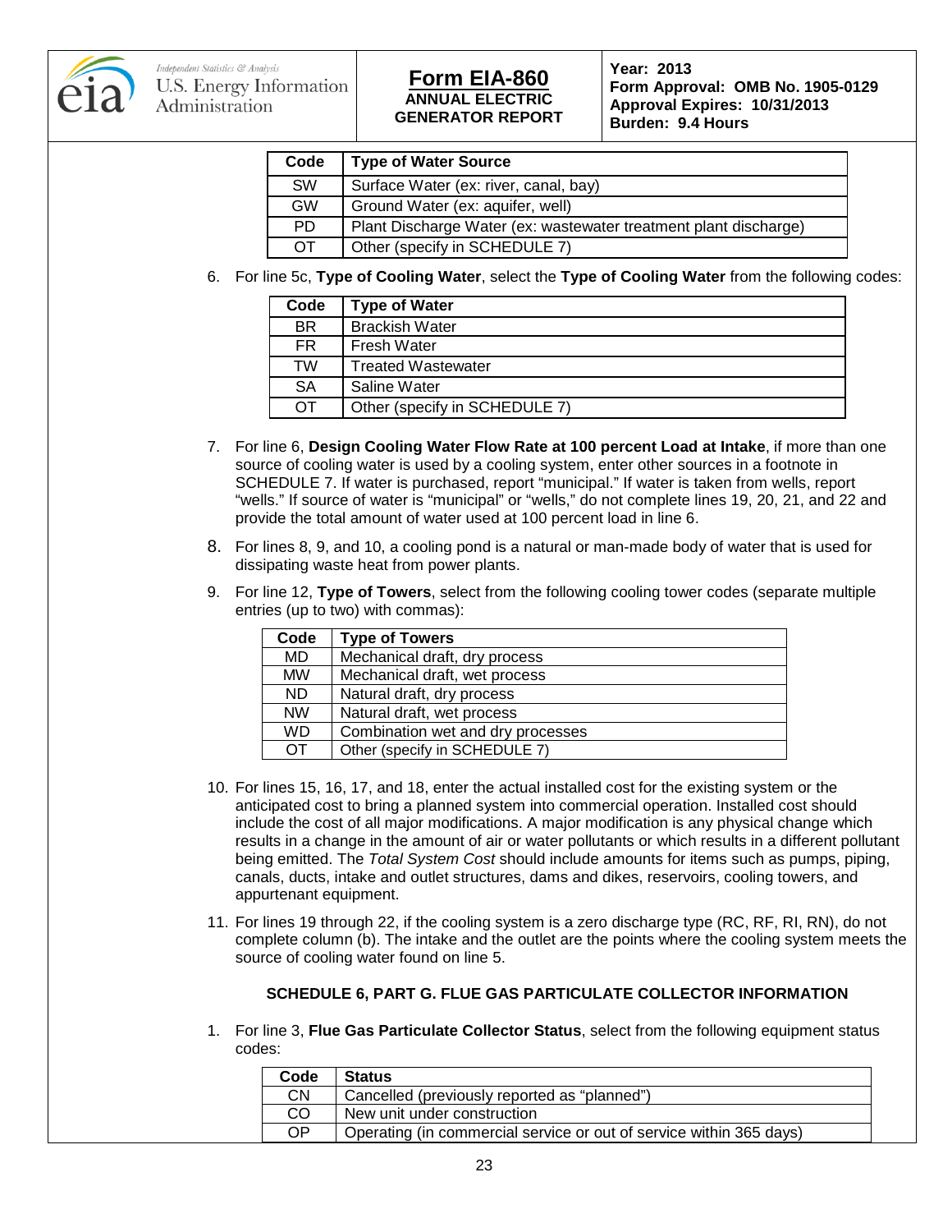| Code | Type of Water Source |
|---|---|
| SW | Surface Water (ex: river, canal, bay) |
| GW | Ground Water (ex: aquifer, well) |
| PD | Plant Discharge Water (ex: wastewater treatment plant discharge) |
| OT | Other (specify in SCHEDULE 7) |

6. For line 5c, **Type of Cooling Water**, select the **Type of Cooling Water** from the following codes:

| Code | Type of Water |
|---|---|
| BR | Brackish Water |
| FR | Fresh Water |
| TW | Treated Wastewater |
| SA | Saline Water |
| OT | Other (specify in SCHEDULE 7) |

7. For line 6, **Design Cooling Water Flow Rate at 100 percent Load at Intake**, if more than one source of cooling water is used by a cooling system, enter other sources in a footnote in SCHEDULE 7. If water is purchased, report "municipal." If water is taken from wells, report "wells." If source of water is "municipal" or "wells," do not complete lines 19, 20, 21, and 22 and provide the total amount of water used at 100 percent load in line 6.

8. For lines 8, 9, and 10, a cooling pond is a natural or man-made body of water that is used for dissipating waste heat from power plants.

9. For line 12, **Type of Towers**, select from the following cooling tower codes (separate multiple entries (up to two) with commas):

| Code | Type of Towers |
|---|---|
| MD | Mechanical draft, dry process |
| MW | Mechanical draft, wet process |
| ND | Natural draft, dry process |
| NW | Natural draft, wet process |
| WD | Combination wet and dry processes |
| OT | Other (specify in SCHEDULE 7) |

10. For lines 15, 16, 17, and 18, enter the actual installed cost for the existing system or the anticipated cost to bring a planned system into commercial operation. Installed cost should include the cost of all major modifications. A major modification is any physical change which results in a change in the amount of air or water pollutants or which results in a different pollutant being emitted. The *Total System Cost* should include amounts for items such as pumps, piping, canals, ducts, intake and outlet structures, dams and dikes, reservoirs, cooling towers, and appurtenant equipment.

11. For lines 19 through 22, if the cooling system is a zero discharge type (RC, RF, RI, RN), do not complete column (b). The intake and the outlet are the points where the cooling system meets the source of cooling water found on line 5.

## SCHEDULE 6, PART G. FLUE GAS PARTICULATE COLLECTOR INFORMATION

1. For line 3, **Flue Gas Particulate Collector Status**, select from the following equipment status codes:

| Code | Status |
|---|---|
| CN | Cancelled (previously reported as "planned") |
| CO | New unit under construction |
| OP | Operating (in commercial service or out of service within 365 days) |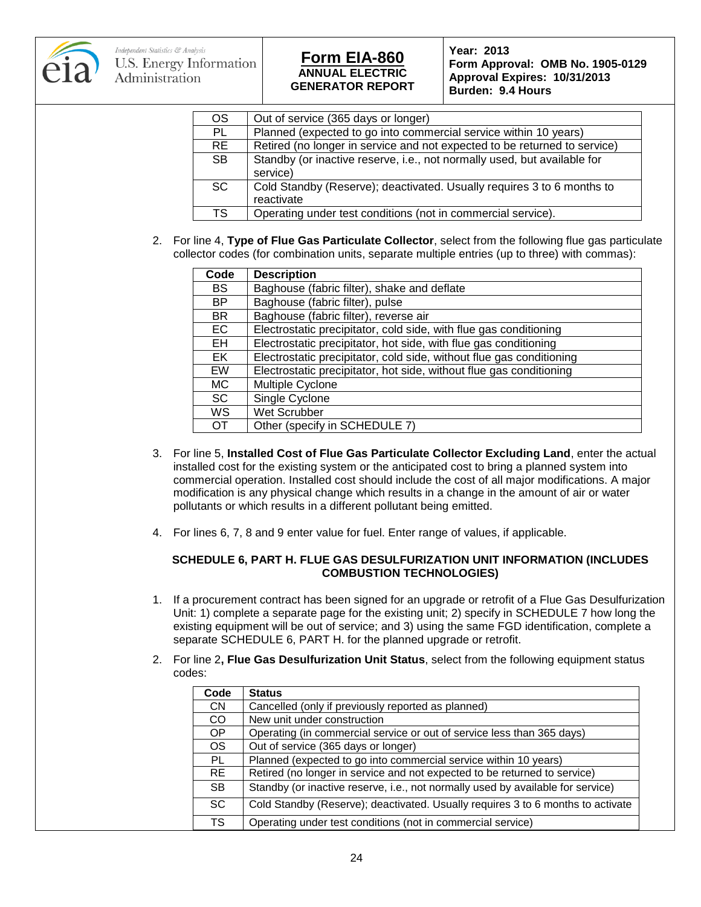| | |
|---|---|
| OS | Out of service (365 days or longer) |
| PL | Planned (expected to go into commercial service within 10 years) |
| RE | Retired (no longer in service and not expected to be returned to service) |
| SB | Standby (or inactive reserve, i.e., not normally used, but available for service) |
| SC | Cold Standby (Reserve); deactivated. Usually requires 3 to 6 months to reactivate |
| TS | Operating under test conditions (not in commercial service). |

2. For line 4, **Type of Flue Gas Particulate Collector**, select from the following flue gas particulate collector codes (for combination units, separate multiple entries (up to three) with commas):

| Code | Description |
|---|---|
| BS | Baghouse (fabric filter), shake and deflate |
| BP | Baghouse (fabric filter), pulse |
| BR | Baghouse (fabric filter), reverse air |
| EC | Electrostatic precipitator, cold side, with flue gas conditioning |
| EH | Electrostatic precipitator, hot side, with flue gas conditioning |
| EK | Electrostatic precipitator, cold side, without flue gas conditioning |
| EW | Electrostatic precipitator, hot side, without flue gas conditioning |
| MC | Multiple Cyclone |
| SC | Single Cyclone |
| WS | Wet Scrubber |
| OT | Other (specify in SCHEDULE 7) |

3. For line 5, **Installed Cost of Flue Gas Particulate Collector Excluding Land**, enter the actual installed cost for the existing system or the anticipated cost to bring a planned system into commercial operation. Installed cost should include the cost of all major modifications. A major modification is any physical change which results in a change in the amount of air or water pollutants or which results in a different pollutant being emitted.

4. For lines 6, 7, 8 and 9 enter value for fuel. Enter range of values, if applicable.

### SCHEDULE 6, PART H. FLUE GAS DESULFURIZATION UNIT INFORMATION (INCLUDES COMBUSTION TECHNOLOGIES)

1. If a procurement contract has been signed for an upgrade or retrofit of a Flue Gas Desulfurization Unit: 1) complete a separate page for the existing unit; 2) specify in SCHEDULE 7 how long the existing equipment will be out of service; and 3) using the same FGD identification, complete a separate SCHEDULE 6, PART H. for the planned upgrade or retrofit.

2. For line 2**, Flue Gas Desulfurization Unit Status**, select from the following equipment status codes:

| Code | Status |
|---|---|
| CN | Cancelled (only if previously reported as planned) |
| CO | New unit under construction |
| OP | Operating (in commercial service or out of service less than 365 days) |
| OS | Out of service (365 days or longer) |
| PL | Planned (expected to go into commercial service within 10 years) |
| RE | Retired (no longer in service and not expected to be returned to service) |
| SB | Standby (or inactive reserve, i.e., not normally used by available for service) |
| SC | Cold Standby (Reserve); deactivated. Usually requires 3 to 6 months to activate |
| TS | Operating under test conditions (not in commercial service) |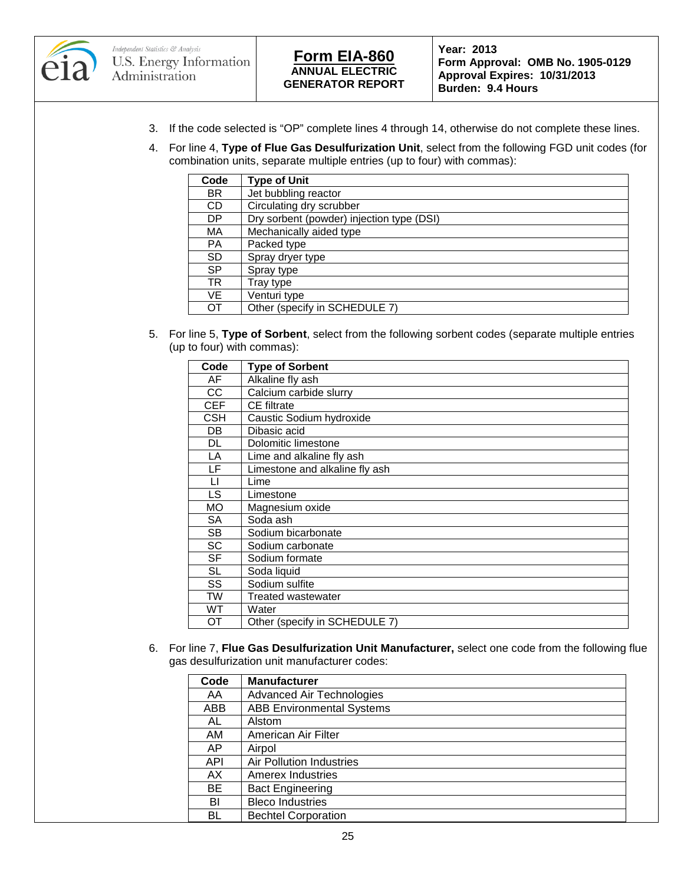3. If the code selected is "OP" complete lines 4 through 14, otherwise do not complete these lines.

4. For line 4, **Type of Flue Gas Desulfurization Unit**, select from the following FGD unit codes (for combination units, separate multiple entries (up to four) with commas):

| Code | Type of Unit |
|---|---|
| BR | Jet bubbling reactor |
| CD | Circulating dry scrubber |
| DP | Dry sorbent (powder) injection type (DSI) |
| MA | Mechanically aided type |
| PA | Packed type |
| SD | Spray dryer type |
| SP | Spray type |
| TR | Tray type |
| VE | Venturi type |
| OT | Other (specify in SCHEDULE 7) |

5. For line 5, **Type of Sorbent**, select from the following sorbent codes (separate multiple entries (up to four) with commas):

| Code | Type of Sorbent |
|---|---|
| AF | Alkaline fly ash |
| CC | Calcium carbide slurry |
| CEF | CE filtrate |
| CSH | Caustic Sodium hydroxide |
| DB | Dibasic acid |
| DL | Dolomitic limestone |
| LA | Lime and alkaline fly ash |
| LF | Limestone and alkaline fly ash |
| LI | Lime |
| LS | Limestone |
| MO | Magnesium oxide |
| SA | Soda ash |
| SB | Sodium bicarbonate |
| SC | Sodium carbonate |
| SF | Sodium formate |
| SL | Soda liquid |
| SS | Sodium sulfite |
| TW | Treated wastewater |
| WT | Water |
| OT | Other (specify in SCHEDULE 7) |

6. For line 7, **Flue Gas Desulfurization Unit Manufacturer,** select one code from the following flue gas desulfurization unit manufacturer codes:

| Code | Manufacturer |
|---|---|
| AA | Advanced Air Technologies |
| ABB | ABB Environmental Systems |
| AL | Alstom |
| AM | American Air Filter |
| AP | Airpol |
| API | Air Pollution Industries |
| AX | Amerex Industries |
| BE | Bact Engineering |
| BI | Bleco Industries |
| BL | Bechtel Corporation |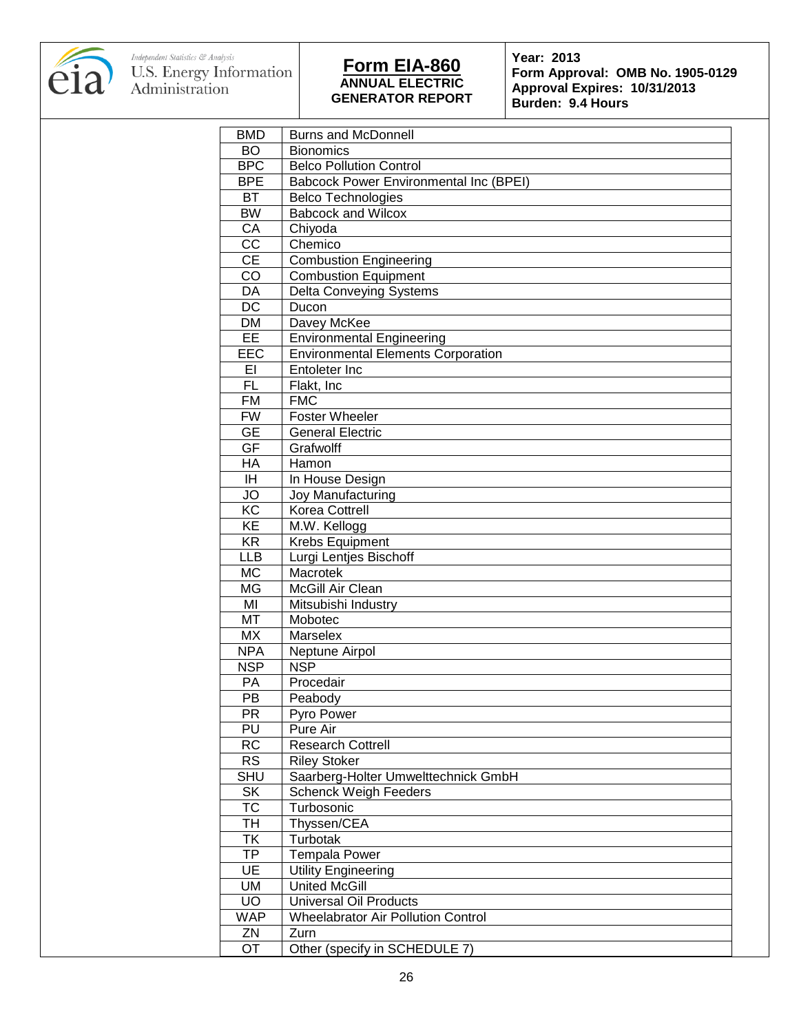**Form EIA-860**
**ANNUAL ELECTRIC GENERATOR REPORT**

**Year: 2013**
**Form Approval: OMB No. 1905-0129**
**Approval Expires: 10/31/2013**
**Burden: 9.4 Hours**

| | |
|---|---|
| BMD | Burns and McDonnell |
| BO | Bionomics |
| BPC | Belco Pollution Control |
| BPE | Babcock Power Environmental Inc (BPEI) |
| BT | Belco Technologies |
| BW | Babcock and Wilcox |
| CA | Chiyoda |
| CC | Chemico |
| CE | Combustion Engineering |
| CO | Combustion Equipment |
| DA | Delta Conveying Systems |
| DC | Ducon |
| DM | Davey McKee |
| EE | Environmental Engineering |
| EEC | Environmental Elements Corporation |
| EI | Entoleter Inc |
| FL | Flakt, Inc |
| FM | FMC |
| FW | Foster Wheeler |
| GE | General Electric |
| GF | Grafwolff |
| HA | Hamon |
| IH | In House Design |
| JO | Joy Manufacturing |
| KC | Korea Cottrell |
| KE | M.W. Kellogg |
| KR | Krebs Equipment |
| LLB | Lurgi Lentjes Bischoff |
| MC | Macrotek |
| MG | McGill Air Clean |
| MI | Mitsubishi Industry |
| MT | Mobotec |
| MX | Marselex |
| NPA | Neptune Airpol |
| NSP | NSP |
| PA | Procedair |
| PB | Peabody |
| PR | Pyro Power |
| PU | Pure Air |
| RC | Research Cottrell |
| RS | Riley Stoker |
| SHU | Saarberg-Holter Umwelttechnick GmbH |
| SK | Schenck Weigh Feeders |
| TC | Turbosonic |
| TH | Thyssen/CEA |
| TK | Turbotak |
| TP | Tempala Power |
| UE | Utility Engineering |
| UM | United McGill |
| UO | Universal Oil Products |
| WAP | Wheelabrator Air Pollution Control |
| ZN | Zurn |
| OT | Other (specify in SCHEDULE 7) |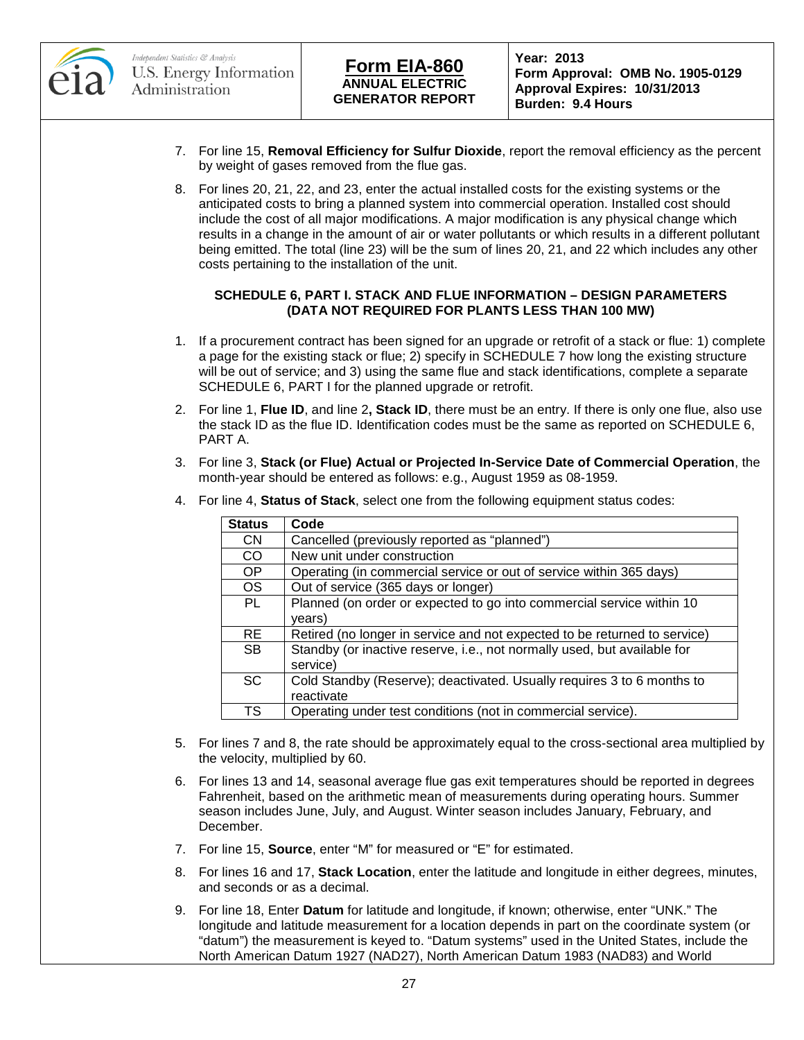7. For line 15, **Removal Efficiency for Sulfur Dioxide**, report the removal efficiency as the percent by weight of gases removed from the flue gas.

8. For lines 20, 21, 22, and 23, enter the actual installed costs for the existing systems or the anticipated costs to bring a planned system into commercial operation. Installed cost should include the cost of all major modifications. A major modification is any physical change which results in a change in the amount of air or water pollutants or which results in a different pollutant being emitted. The total (line 23) will be the sum of lines 20, 21, and 22 which includes any other costs pertaining to the installation of the unit.

### SCHEDULE 6, PART I. STACK AND FLUE INFORMATION – DESIGN PARAMETERS (DATA NOT REQUIRED FOR PLANTS LESS THAN 100 MW)

1. If a procurement contract has been signed for an upgrade or retrofit of a stack or flue: 1) complete a page for the existing stack or flue; 2) specify in SCHEDULE 7 how long the existing structure will be out of service; and 3) using the same flue and stack identifications, complete a separate SCHEDULE 6, PART I for the planned upgrade or retrofit.

2. For line 1, **Flue ID**, and line 2**, Stack ID**, there must be an entry. If there is only one flue, also use the stack ID as the flue ID. Identification codes must be the same as reported on SCHEDULE 6, PART A.

3. For line 3, **Stack (or Flue) Actual or Projected In-Service Date of Commercial Operation**, the month-year should be entered as follows: e.g., August 1959 as 08-1959.

4. For line 4, **Status of Stack**, select one from the following equipment status codes:

| Status | Code |
|---|---|
| CN | Cancelled (previously reported as "planned") |
| CO | New unit under construction |
| OP | Operating (in commercial service or out of service within 365 days) |
| OS | Out of service (365 days or longer) |
| PL | Planned (on order or expected to go into commercial service within 10 years) |
| RE | Retired (no longer in service and not expected to be returned to service) |
| SB | Standby (or inactive reserve, i.e., not normally used, but available for service) |
| SC | Cold Standby (Reserve); deactivated. Usually requires 3 to 6 months to reactivate |
| TS | Operating under test conditions (not in commercial service). |

5. For lines 7 and 8, the rate should be approximately equal to the cross-sectional area multiplied by the velocity, multiplied by 60.

6. For lines 13 and 14, seasonal average flue gas exit temperatures should be reported in degrees Fahrenheit, based on the arithmetic mean of measurements during operating hours. Summer season includes June, July, and August. Winter season includes January, February, and December.

7. For line 15, **Source**, enter "M" for measured or "E" for estimated.

8. For lines 16 and 17, **Stack Location**, enter the latitude and longitude in either degrees, minutes, and seconds or as a decimal.

9. For line 18, Enter **Datum** for latitude and longitude, if known; otherwise, enter "UNK." The longitude and latitude measurement for a location depends in part on the coordinate system (or "datum") the measurement is keyed to. "Datum systems" used in the United States, include the North American Datum 1927 (NAD27), North American Datum 1983 (NAD83) and World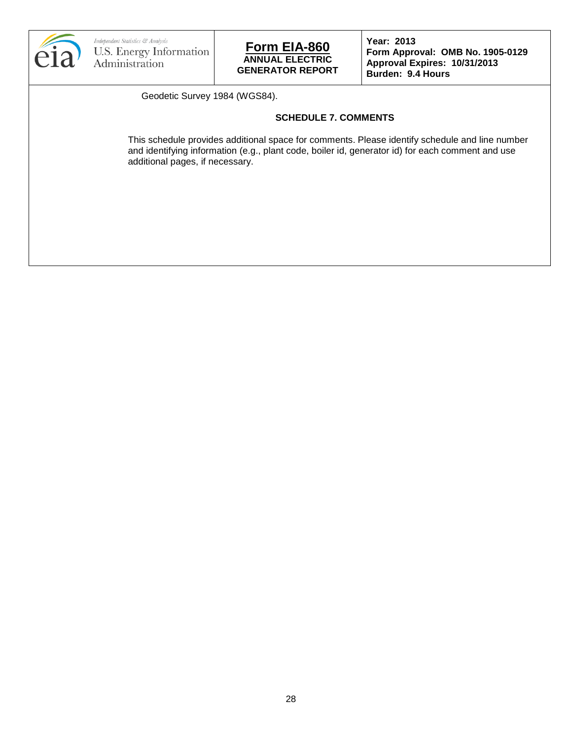Geodetic Survey 1984 (WGS84).

### SCHEDULE 7. COMMENTS

This schedule provides additional space for comments. Please identify schedule and line number and identifying information (e.g., plant code, boiler id, generator id) for each comment and use additional pages, if necessary.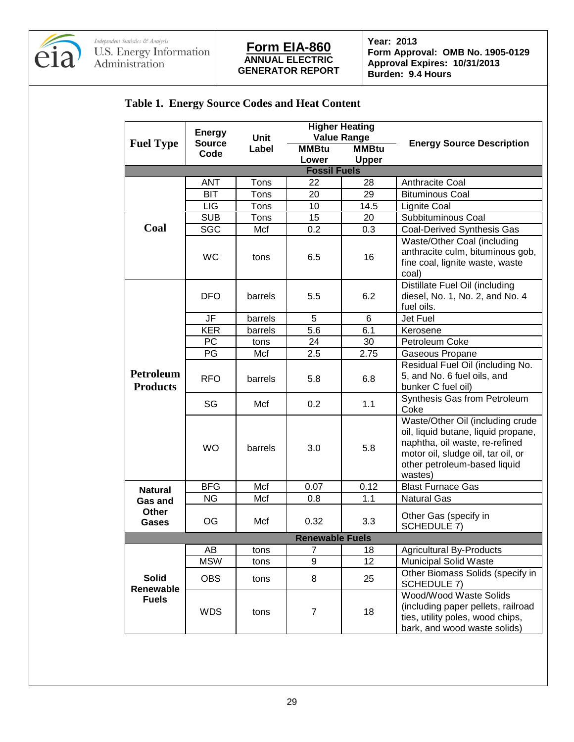| eia Independent Statistics & Analysis U.S. Energy Information Administration | **Form EIA-860** ANNUAL ELECTRIC GENERATOR REPORT | **Year: 2013** **Form Approval: OMB No. 1905-0129** **Approval Expires: 10/31/2013** **Burden: 9.4 Hours** |
|---|---|---|

## Table 1. Energy Source Codes and Heat Content

| Fuel Type | Energy Source Code | Unit Label | Higher Heating Value Range MMBtu Lower | Higher Heating Value Range MMBtu Upper | Energy Source Description |
|---|---|---|---|---|---|
| **Fossil Fuels** | | | | | |
| **Coal** | ANT | Tons | 22 | 28 | Anthracite Coal |
| | BIT | Tons | 20 | 29 | Bituminous Coal |
| | LIG | Tons | 10 | 14.5 | Lignite Coal |
| | SUB | Tons | 15 | 20 | Subbituminous Coal |
| | SGC | Mcf | 0.2 | 0.3 | Coal-Derived Synthesis Gas |
| | WC | tons | 6.5 | 16 | Waste/Other Coal (including anthracite culm, bituminous gob, fine coal, lignite waste, waste coal) |
| **Petroleum Products** | DFO | barrels | 5.5 | 6.2 | Distillate Fuel Oil (including diesel, No. 1, No. 2, and No. 4 fuel oils. |
| | JF | barrels | 5 | 6 | Jet Fuel |
| | KER | barrels | 5.6 | 6.1 | Kerosene |
| | PC | tons | 24 | 30 | Petroleum Coke |
| | PG | Mcf | 2.5 | 2.75 | Gaseous Propane |
| | RFO | barrels | 5.8 | 6.8 | Residual Fuel Oil (including No. 5, and No. 6 fuel oils, and bunker C fuel oil) |
| | SG | Mcf | 0.2 | 1.1 | Synthesis Gas from Petroleum Coke |
| | WO | barrels | 3.0 | 5.8 | Waste/Other Oil (including crude oil, liquid butane, liquid propane, naphtha, oil waste, re-refined motor oil, sludge oil, tar oil, or other petroleum-based liquid wastes) |
| **Natural Gas and Other Gases** | BFG | Mcf | 0.07 | 0.12 | Blast Furnace Gas |
| | NG | Mcf | 0.8 | 1.1 | Natural Gas |
| | OG | Mcf | 0.32 | 3.3 | Other Gas (specify in SCHEDULE 7) |
| **Renewable Fuels** | | | | | |
| **Solid Renewable Fuels** | AB | tons | 7 | 18 | Agricultural By-Products |
| | MSW | tons | 9 | 12 | Municipal Solid Waste |
| | OBS | tons | 8 | 25 | Other Biomass Solids (specify in SCHEDULE 7) |
| | WDS | tons | 7 | 18 | Wood/Wood Waste Solids (including paper pellets, railroad ties, utility poles, wood chips, bark, and wood waste solids) |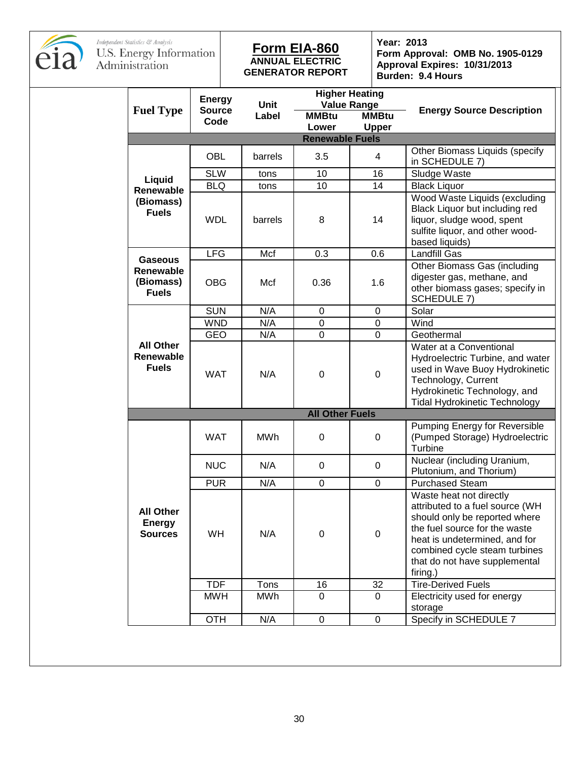| eia — Independent Statistics & Analysis — U.S. Energy Information Administration | **Form EIA-860** ANNUAL ELECTRIC GENERATOR REPORT | **Year: 2013** **Form Approval: OMB No. 1905-0129** **Approval Expires: 10/31/2013** **Burden: 9.4 Hours** |
|---|---|---|

| Fuel Type | Energy Source Code | Unit Label | Higher Heating Value Range MMBtu Lower | Higher Heating Value Range MMBtu Upper | Energy Source Description |
|---|---|---|---|---|---|
| **Renewable Fuels** | | | | | |
| Liquid Renewable (Biomass) Fuels | OBL | barrels | 3.5 | 4 | Other Biomass Liquids (specify in SCHEDULE 7) |
| | SLW | tons | 10 | 16 | Sludge Waste |
| | BLQ | tons | 10 | 14 | Black Liquor |
| | WDL | barrels | 8 | 14 | Wood Waste Liquids (excluding Black Liquor but including red liquor, sludge wood, spent sulfite liquor, and other wood-based liquids) |
| Gaseous Renewable (Biomass) Fuels | LFG | Mcf | 0.3 | 0.6 | Landfill Gas |
| | OBG | Mcf | 0.36 | 1.6 | Other Biomass Gas (including digester gas, methane, and other biomass gases; specify in SCHEDULE 7) |
| All Other Renewable Fuels | SUN | N/A | 0 | 0 | Solar |
| | WND | N/A | 0 | 0 | Wind |
| | GEO | N/A | 0 | 0 | Geothermal |
| | WAT | N/A | 0 | 0 | Water at a Conventional Hydroelectric Turbine, and water used in Wave Buoy Hydrokinetic Technology, Current Hydrokinetic Technology, and Tidal Hydrokinetic Technology |
| **All Other Fuels** | | | | | |
| All Other Energy Sources | WAT | MWh | 0 | 0 | Pumping Energy for Reversible (Pumped Storage) Hydroelectric Turbine |
| | NUC | N/A | 0 | 0 | Nuclear (including Uranium, Plutonium, and Thorium) |
| | PUR | N/A | 0 | 0 | Purchased Steam |
| | WH | N/A | 0 | 0 | Waste heat not directly attributed to a fuel source (WH should only be reported where the fuel source for the waste heat is undetermined, and for combined cycle steam turbines that do not have supplemental firing.) |
| | TDF | Tons | 16 | 32 | Tire-Derived Fuels |
| | MWH | MWh | 0 | 0 | Electricity used for energy storage |
| | OTH | N/A | 0 | 0 | Specify in SCHEDULE 7 |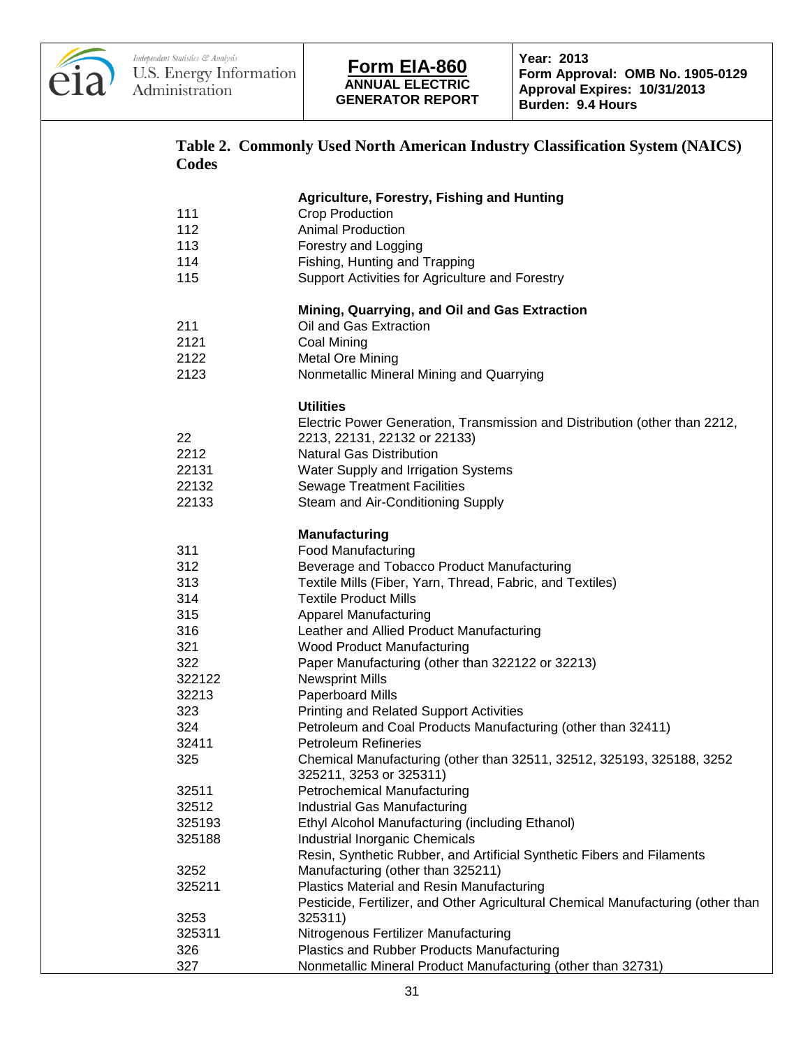**Form EIA-860**
**ANNUAL ELECTRIC GENERATOR REPORT**

**Year: 2013**
**Form Approval: OMB No. 1905-0129**
**Approval Expires: 10/31/2013**
**Burden: 9.4 Hours**

## Table 2. Commonly Used North American Industry Classification System (NAICS) Codes

| Code | Description |
|---|---|
| | **Agriculture, Forestry, Fishing and Hunting** |
| 111 | Crop Production |
| 112 | Animal Production |
| 113 | Forestry and Logging |
| 114 | Fishing, Hunting and Trapping |
| 115 | Support Activities for Agriculture and Forestry |
| | **Mining, Quarrying, and Oil and Gas Extraction** |
| 211 | Oil and Gas Extraction |
| 2121 | Coal Mining |
| 2122 | Metal Ore Mining |
| 2123 | Nonmetallic Mineral Mining and Quarrying |
| | **Utilities** |
| 22 | Electric Power Generation, Transmission and Distribution (other than 2212, 2213, 22131, 22132 or 22133) |
| 2212 | Natural Gas Distribution |
| 22131 | Water Supply and Irrigation Systems |
| 22132 | Sewage Treatment Facilities |
| 22133 | Steam and Air-Conditioning Supply |
| | **Manufacturing** |
| 311 | Food Manufacturing |
| 312 | Beverage and Tobacco Product Manufacturing |
| 313 | Textile Mills (Fiber, Yarn, Thread, Fabric, and Textiles) |
| 314 | Textile Product Mills |
| 315 | Apparel Manufacturing |
| 316 | Leather and Allied Product Manufacturing |
| 321 | Wood Product Manufacturing |
| 322 | Paper Manufacturing (other than 322122 or 32213) |
| 322122 | Newsprint Mills |
| 32213 | Paperboard Mills |
| 323 | Printing and Related Support Activities |
| 324 | Petroleum and Coal Products Manufacturing (other than 32411) |
| 32411 | Petroleum Refineries |
| 325 | Chemical Manufacturing (other than 32511, 32512, 325193, 325188, 3252 325211, 3253 or 325311) |
| 32511 | Petrochemical Manufacturing |
| 32512 | Industrial Gas Manufacturing |
| 325193 | Ethyl Alcohol Manufacturing (including Ethanol) |
| 325188 | Industrial Inorganic Chemicals |
| 3252 | Resin, Synthetic Rubber, and Artificial Synthetic Fibers and Filaments Manufacturing (other than 325211) |
| 325211 | Plastics Material and Resin Manufacturing |
| 3253 | Pesticide, Fertilizer, and Other Agricultural Chemical Manufacturing (other than 325311) |
| 325311 | Nitrogenous Fertilizer Manufacturing |
| 326 | Plastics and Rubber Products Manufacturing |
| 327 | Nonmetallic Mineral Product Manufacturing (other than 32731) |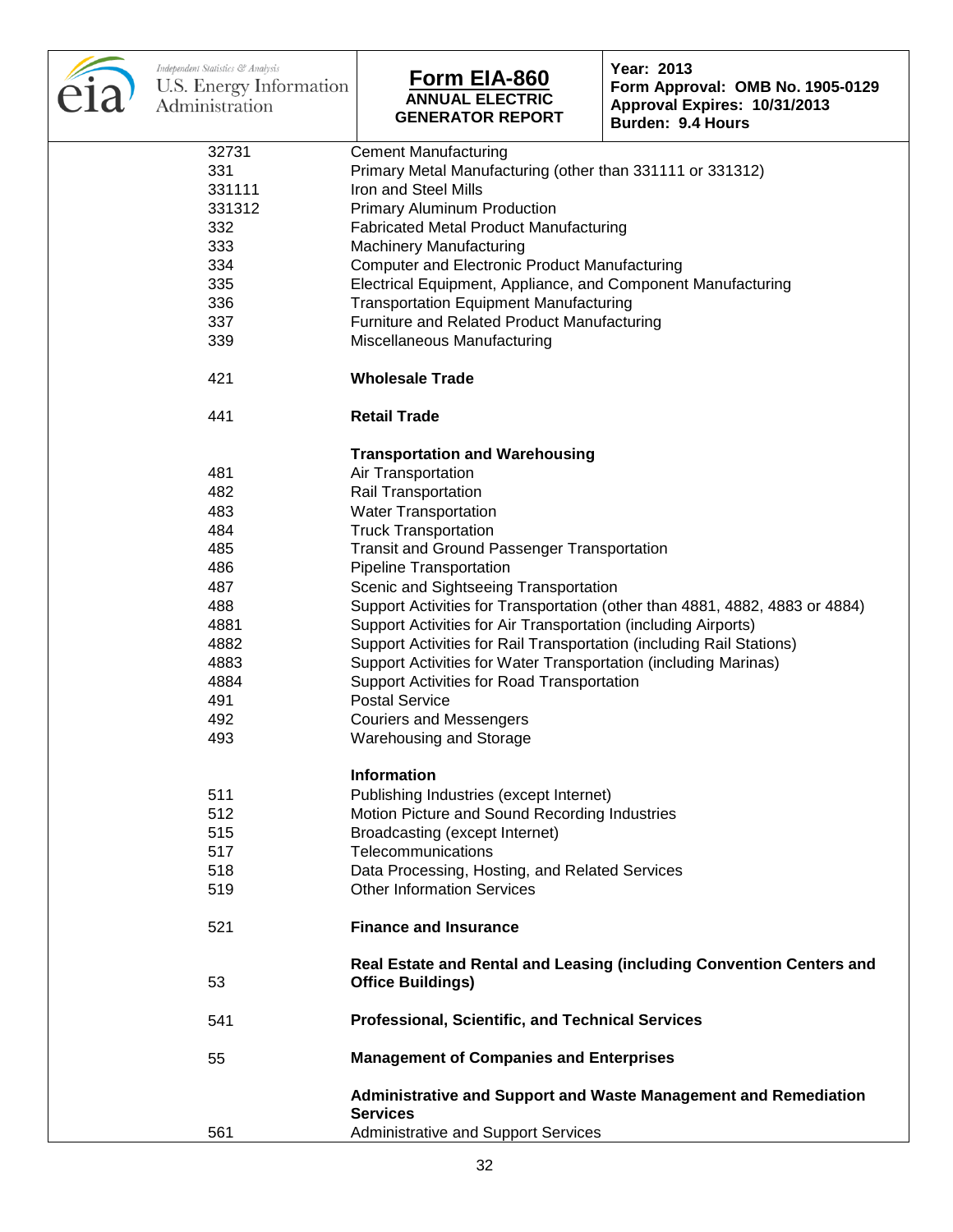| Code | Description |
|---|---|
| 32731 | Cement Manufacturing |
| 331 | Primary Metal Manufacturing (other than 331111 or 331312) |
| 331111 | Iron and Steel Mills |
| 331312 | Primary Aluminum Production |
| 332 | Fabricated Metal Product Manufacturing |
| 333 | Machinery Manufacturing |
| 334 | Computer and Electronic Product Manufacturing |
| 335 | Electrical Equipment, Appliance, and Component Manufacturing |
| 336 | Transportation Equipment Manufacturing |
| 337 | Furniture and Related Product Manufacturing |
| 339 | Miscellaneous Manufacturing |
| 421 | **Wholesale Trade** |
| 441 | **Retail Trade** |
| | **Transportation and Warehousing** |
| 481 | Air Transportation |
| 482 | Rail Transportation |
| 483 | Water Transportation |
| 484 | Truck Transportation |
| 485 | Transit and Ground Passenger Transportation |
| 486 | Pipeline Transportation |
| 487 | Scenic and Sightseeing Transportation |
| 488 | Support Activities for Transportation (other than 4881, 4882, 4883 or 4884) |
| 4881 | Support Activities for Air Transportation (including Airports) |
| 4882 | Support Activities for Rail Transportation (including Rail Stations) |
| 4883 | Support Activities for Water Transportation (including Marinas) |
| 4884 | Support Activities for Road Transportation |
| 491 | Postal Service |
| 492 | Couriers and Messengers |
| 493 | Warehousing and Storage |
| | **Information** |
| 511 | Publishing Industries (except Internet) |
| 512 | Motion Picture and Sound Recording Industries |
| 515 | Broadcasting (except Internet) |
| 517 | Telecommunications |
| 518 | Data Processing, Hosting, and Related Services |
| 519 | Other Information Services |
| 521 | **Finance and Insurance** |
| 53 | **Real Estate and Rental and Leasing (including Convention Centers and Office Buildings)** |
| 541 | **Professional, Scientific, and Technical Services** |
| 55 | **Management of Companies and Enterprises** |
| | **Administrative and Support and Waste Management and Remediation Services** |
| 561 | Administrative and Support Services |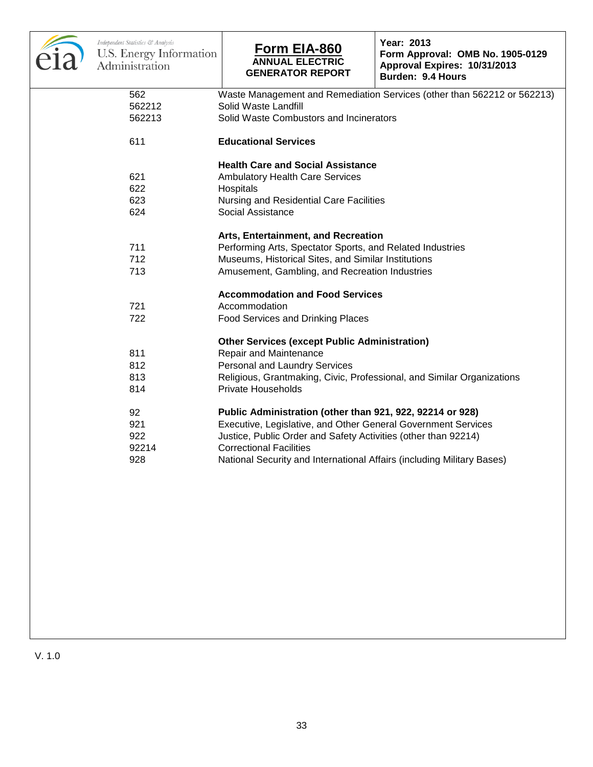| | |
|---|---|
| 562 | Waste Management and Remediation Services (other than 562212 or 562213) |
| 562212 | Solid Waste Landfill |
| 562213 | Solid Waste Combustors and Incinerators |
| | |
| 611 | **Educational Services** |
| | |
| | **Health Care and Social Assistance** |
| 621 | Ambulatory Health Care Services |
| 622 | Hospitals |
| 623 | Nursing and Residential Care Facilities |
| 624 | Social Assistance |
| | |
| | **Arts, Entertainment, and Recreation** |
| 711 | Performing Arts, Spectator Sports, and Related Industries |
| 712 | Museums, Historical Sites, and Similar Institutions |
| 713 | Amusement, Gambling, and Recreation Industries |
| | |
| | **Accommodation and Food Services** |
| 721 | Accommodation |
| 722 | Food Services and Drinking Places |
| | |
| | **Other Services (except Public Administration)** |
| 811 | Repair and Maintenance |
| 812 | Personal and Laundry Services |
| 813 | Religious, Grantmaking, Civic, Professional, and Similar Organizations |
| 814 | Private Households |
| | |
| 92 | **Public Administration (other than 921, 922, 92214 or 928)** |
| 921 | Executive, Legislative, and Other General Government Services |
| 922 | Justice, Public Order and Safety Activities (other than 92214) |
| 92214 | Correctional Facilities |
| 928 | National Security and International Affairs (including Military Bases) |

V. 1.0